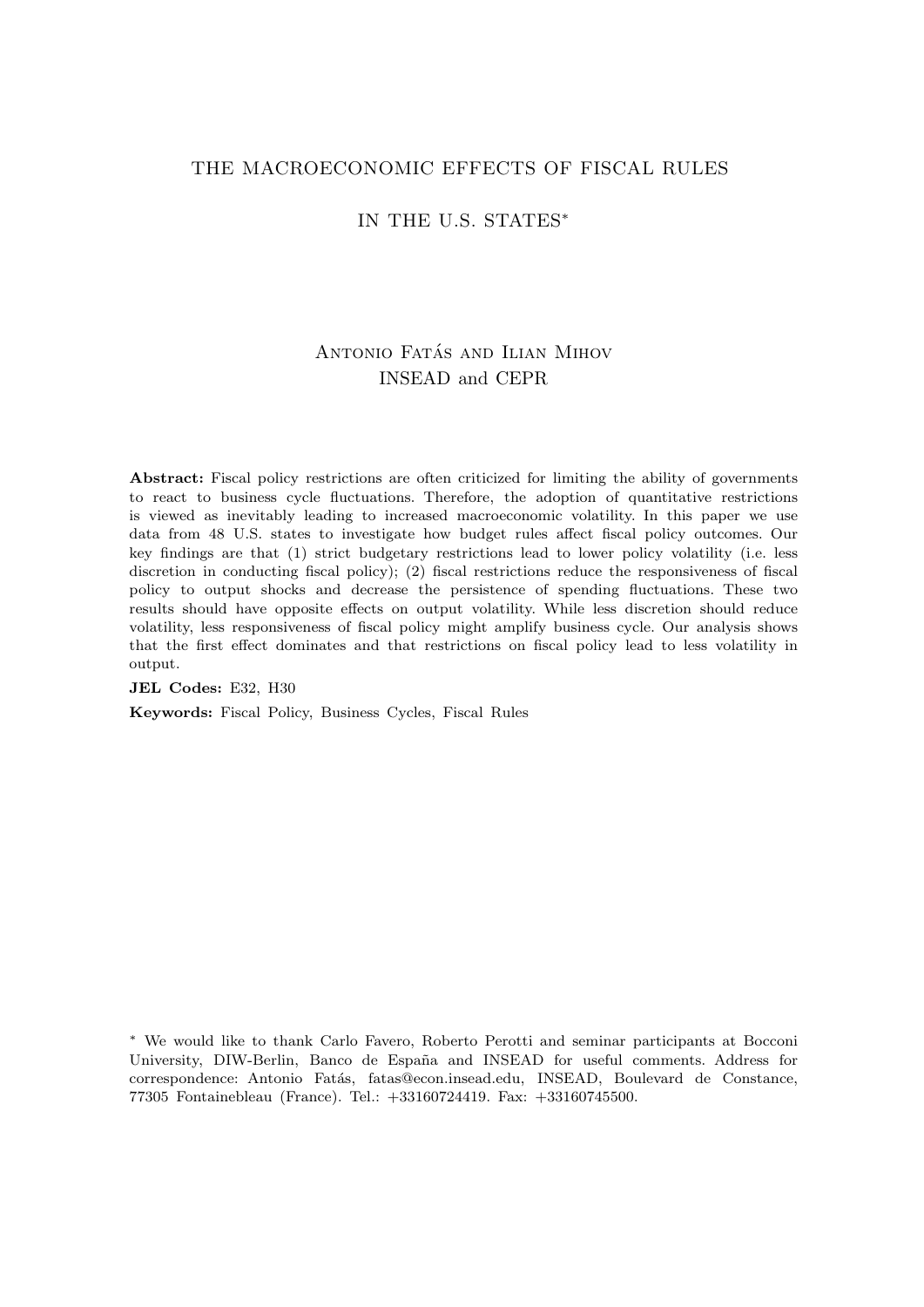# THE MACROECONOMIC EFFECTS OF FISCAL RULES IN THE U.S. STATES*

Antonio Fatás and Ilian Mihov
INSEAD and CEPR

**Abstract:** Fiscal policy restrictions are often criticized for limiting the ability of governments to react to business cycle fluctuations. Therefore, the adoption of quantitative restrictions is viewed as inevitably leading to increased macroeconomic volatility. In this paper we use data from 48 U.S. states to investigate how budget rules affect fiscal policy outcomes. Our key findings are that (1) strict budgetary restrictions lead to lower policy volatility (i.e. less discretion in conducting fiscal policy); (2) fiscal restrictions reduce the responsiveness of fiscal policy to output shocks and decrease the persistence of spending fluctuations. These two results should have opposite effects on output volatility. While less discretion should reduce volatility, less responsiveness of fiscal policy might amplify business cycle. Our analysis shows that the first effect dominates and that restrictions on fiscal policy lead to less volatility in output.

**JEL Codes:** E32, H30

**Keywords:** Fiscal Policy, Business Cycles, Fiscal Rules

\* We would like to thank Carlo Favero, Roberto Perotti and seminar participants at Bocconi University, DIW-Berlin, Banco de España and INSEAD for useful comments. Address for correspondence: Antonio Fatás, fatas@econ.insead.edu, INSEAD, Boulevard de Constance, 77305 Fontainebleau (France). Tel.: +33160724419. Fax: +33160745500.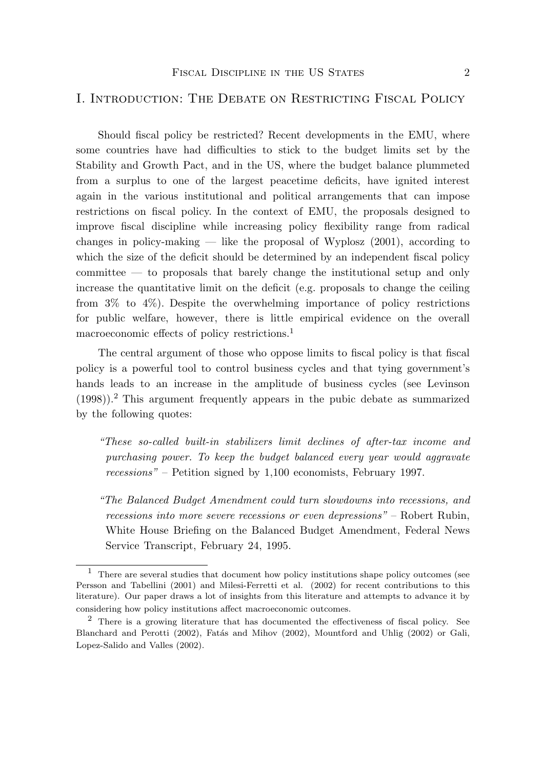# I. Introduction: The Debate on Restricting Fiscal Policy

Should fiscal policy be restricted? Recent developments in the EMU, where some countries have had difficulties to stick to the budget limits set by the Stability and Growth Pact, and in the US, where the budget balance plummeted from a surplus to one of the largest peacetime deficits, have ignited interest again in the various institutional and political arrangements that can impose restrictions on fiscal policy. In the context of EMU, the proposals designed to improve fiscal discipline while increasing policy flexibility range from radical changes in policy-making — like the proposal of Wyplosz (2001), according to which the size of the deficit should be determined by an independent fiscal policy committee — to proposals that barely change the institutional setup and only increase the quantitative limit on the deficit (e.g. proposals to change the ceiling from 3% to 4%). Despite the overwhelming importance of policy restrictions for public welfare, however, there is little empirical evidence on the overall macroeconomic effects of policy restrictions.[1]

The central argument of those who oppose limits to fiscal policy is that fiscal policy is a powerful tool to control business cycles and that tying government's hands leads to an increase in the amplitude of business cycles (see Levinson (1998)).[2] This argument frequently appears in the pubic debate as summarized by the following quotes:

> *"These so-called built-in stabilizers limit declines of after-tax income and purchasing power. To keep the budget balanced every year would aggravate recessions"* – Petition signed by 1,100 economists, February 1997.

> *"The Balanced Budget Amendment could turn slowdowns into recessions, and recessions into more severe recessions or even depressions"* – Robert Rubin, White House Briefing on the Balanced Budget Amendment, Federal News Service Transcript, February 24, 1995.

---

[1] There are several studies that document how policy institutions shape policy outcomes (see Persson and Tabellini (2001) and Milesi-Ferretti et al. (2002) for recent contributions to this literature). Our paper draws a lot of insights from this literature and attempts to advance it by considering how policy institutions affect macroeconomic outcomes.

[2] There is a growing literature that has documented the effectiveness of fiscal policy. See Blanchard and Perotti (2002), Fatás and Mihov (2002), Mountford and Uhlig (2002) or Gali, Lopez-Salido and Valles (2002).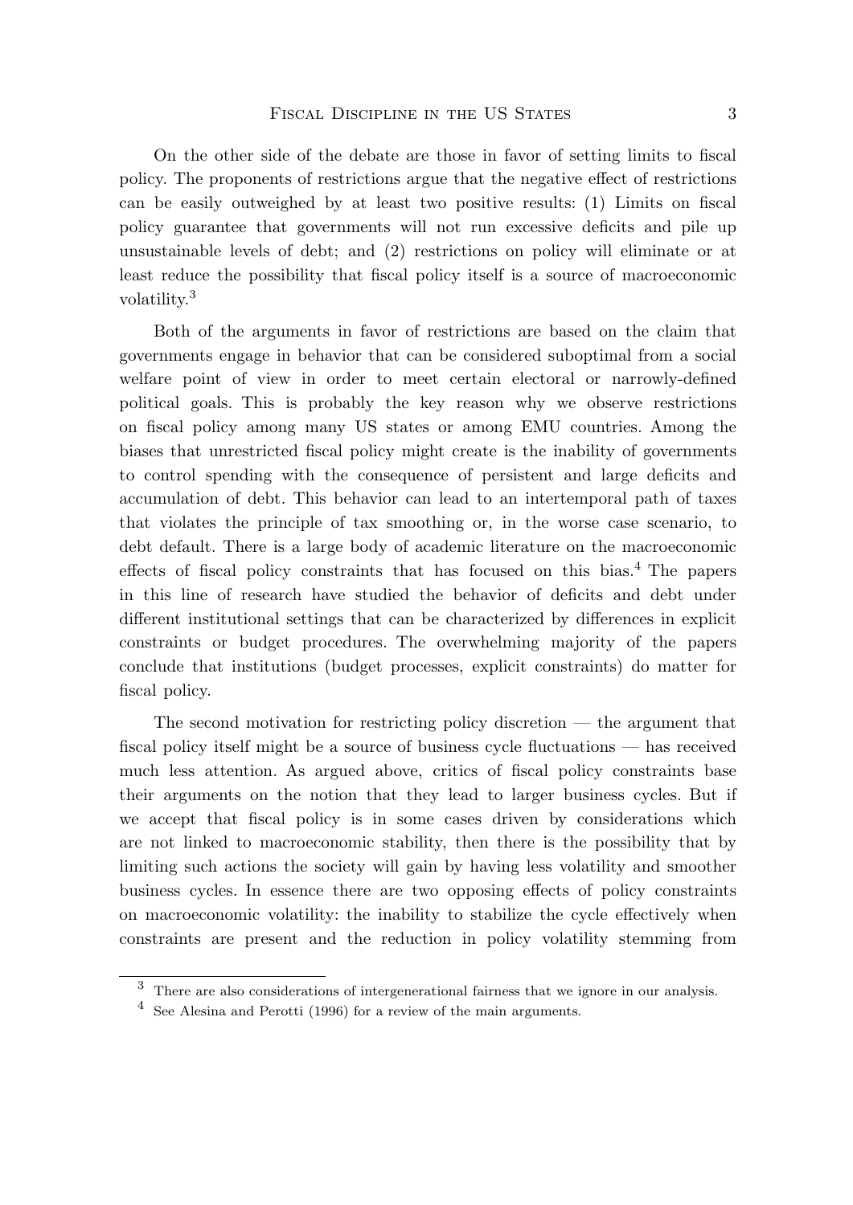On the other side of the debate are those in favor of setting limits to fiscal policy. The proponents of restrictions argue that the negative effect of restrictions can be easily outweighed by at least two positive results: (1) Limits on fiscal policy guarantee that governments will not run excessive deficits and pile up unsustainable levels of debt; and (2) restrictions on policy will eliminate or at least reduce the possibility that fiscal policy itself is a source of macroeconomic volatility.[3]

Both of the arguments in favor of restrictions are based on the claim that governments engage in behavior that can be considered suboptimal from a social welfare point of view in order to meet certain electoral or narrowly-defined political goals. This is probably the key reason why we observe restrictions on fiscal policy among many US states or among EMU countries. Among the biases that unrestricted fiscal policy might create is the inability of governments to control spending with the consequence of persistent and large deficits and accumulation of debt. This behavior can lead to an intertemporal path of taxes that violates the principle of tax smoothing or, in the worse case scenario, to debt default. There is a large body of academic literature on the macroeconomic effects of fiscal policy constraints that has focused on this bias.[4] The papers in this line of research have studied the behavior of deficits and debt under different institutional settings that can be characterized by differences in explicit constraints or budget procedures. The overwhelming majority of the papers conclude that institutions (budget processes, explicit constraints) do matter for fiscal policy.

The second motivation for restricting policy discretion — the argument that fiscal policy itself might be a source of business cycle fluctuations — has received much less attention. As argued above, critics of fiscal policy constraints base their arguments on the notion that they lead to larger business cycles. But if we accept that fiscal policy is in some cases driven by considerations which are not linked to macroeconomic stability, then there is the possibility that by limiting such actions the society will gain by having less volatility and smoother business cycles. In essence there are two opposing effects of policy constraints on macroeconomic volatility: the inability to stabilize the cycle effectively when constraints are present and the reduction in policy volatility stemming from

[3] There are also considerations of intergenerational fairness that we ignore in our analysis.

[4] See Alesina and Perotti (1996) for a review of the main arguments.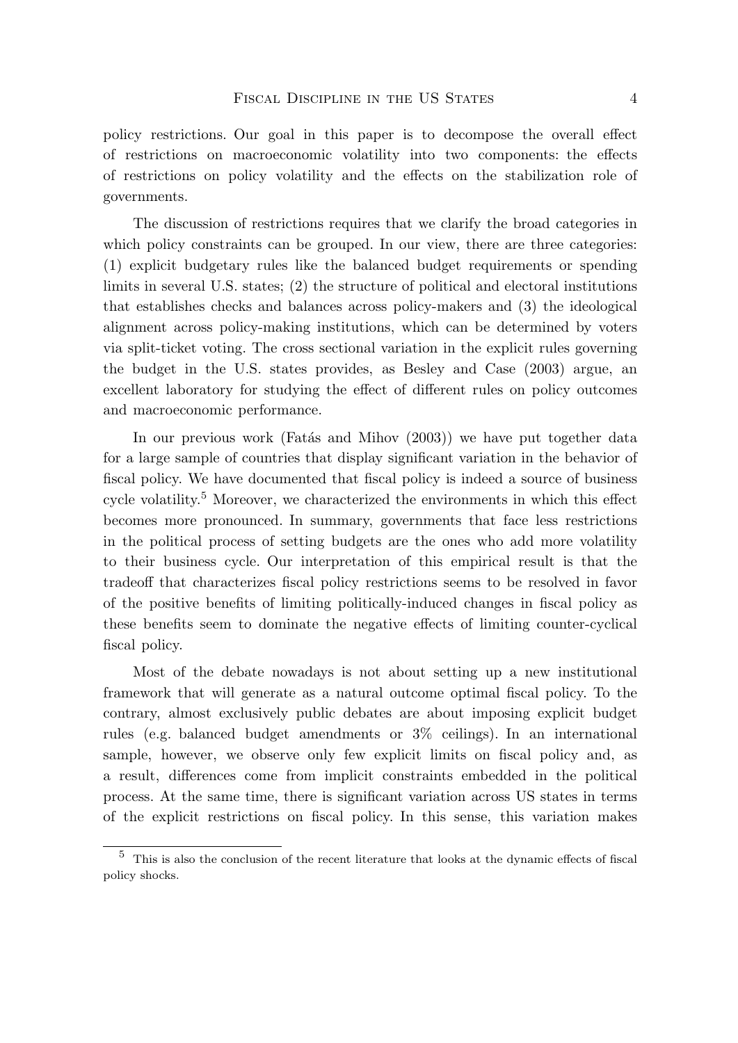policy restrictions. Our goal in this paper is to decompose the overall effect of restrictions on macroeconomic volatility into two components: the effects of restrictions on policy volatility and the effects on the stabilization role of governments.

The discussion of restrictions requires that we clarify the broad categories in which policy constraints can be grouped. In our view, there are three categories: (1) explicit budgetary rules like the balanced budget requirements or spending limits in several U.S. states; (2) the structure of political and electoral institutions that establishes checks and balances across policy-makers and (3) the ideological alignment across policy-making institutions, which can be determined by voters via split-ticket voting. The cross sectional variation in the explicit rules governing the budget in the U.S. states provides, as Besley and Case (2003) argue, an excellent laboratory for studying the effect of different rules on policy outcomes and macroeconomic performance.

In our previous work (Fatás and Mihov (2003)) we have put together data for a large sample of countries that display significant variation in the behavior of fiscal policy. We have documented that fiscal policy is indeed a source of business cycle volatility.[5] Moreover, we characterized the environments in which this effect becomes more pronounced. In summary, governments that face less restrictions in the political process of setting budgets are the ones who add more volatility to their business cycle. Our interpretation of this empirical result is that the tradeoff that characterizes fiscal policy restrictions seems to be resolved in favor of the positive benefits of limiting politically-induced changes in fiscal policy as these benefits seem to dominate the negative effects of limiting counter-cyclical fiscal policy.

Most of the debate nowadays is not about setting up a new institutional framework that will generate as a natural outcome optimal fiscal policy. To the contrary, almost exclusively public debates are about imposing explicit budget rules (e.g. balanced budget amendments or 3% ceilings). In an international sample, however, we observe only few explicit limits on fiscal policy and, as a result, differences come from implicit constraints embedded in the political process. At the same time, there is significant variation across US states in terms of the explicit restrictions on fiscal policy. In this sense, this variation makes

[5] This is also the conclusion of the recent literature that looks at the dynamic effects of fiscal policy shocks.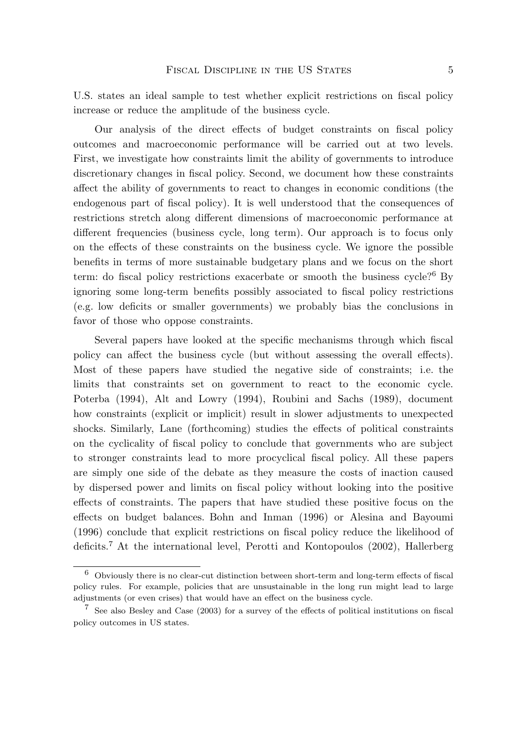U.S. states an ideal sample to test whether explicit restrictions on fiscal policy increase or reduce the amplitude of the business cycle.

Our analysis of the direct effects of budget constraints on fiscal policy outcomes and macroeconomic performance will be carried out at two levels. First, we investigate how constraints limit the ability of governments to introduce discretionary changes in fiscal policy. Second, we document how these constraints affect the ability of governments to react to changes in economic conditions (the endogenous part of fiscal policy). It is well understood that the consequences of restrictions stretch along different dimensions of macroeconomic performance at different frequencies (business cycle, long term). Our approach is to focus only on the effects of these constraints on the business cycle. We ignore the possible benefits in terms of more sustainable budgetary plans and we focus on the short term: do fiscal policy restrictions exacerbate or smooth the business cycle?[6] By ignoring some long-term benefits possibly associated to fiscal policy restrictions (e.g. low deficits or smaller governments) we probably bias the conclusions in favor of those who oppose constraints.

Several papers have looked at the specific mechanisms through which fiscal policy can affect the business cycle (but without assessing the overall effects). Most of these papers have studied the negative side of constraints; i.e. the limits that constraints set on government to react to the economic cycle. Poterba (1994), Alt and Lowry (1994), Roubini and Sachs (1989), document how constraints (explicit or implicit) result in slower adjustments to unexpected shocks. Similarly, Lane (forthcoming) studies the effects of political constraints on the cyclicality of fiscal policy to conclude that governments who are subject to stronger constraints lead to more procyclical fiscal policy. All these papers are simply one side of the debate as they measure the costs of inaction caused by dispersed power and limits on fiscal policy without looking into the positive effects of constraints. The papers that have studied these positive focus on the effects on budget balances. Bohn and Inman (1996) or Alesina and Bayoumi (1996) conclude that explicit restrictions on fiscal policy reduce the likelihood of deficits.[7] At the international level, Perotti and Kontopoulos (2002), Hallerberg

[6] Obviously there is no clear-cut distinction between short-term and long-term effects of fiscal policy rules. For example, policies that are unsustainable in the long run might lead to large adjustments (or even crises) that would have an effect on the business cycle.

[7] See also Besley and Case (2003) for a survey of the effects of political institutions on fiscal policy outcomes in US states.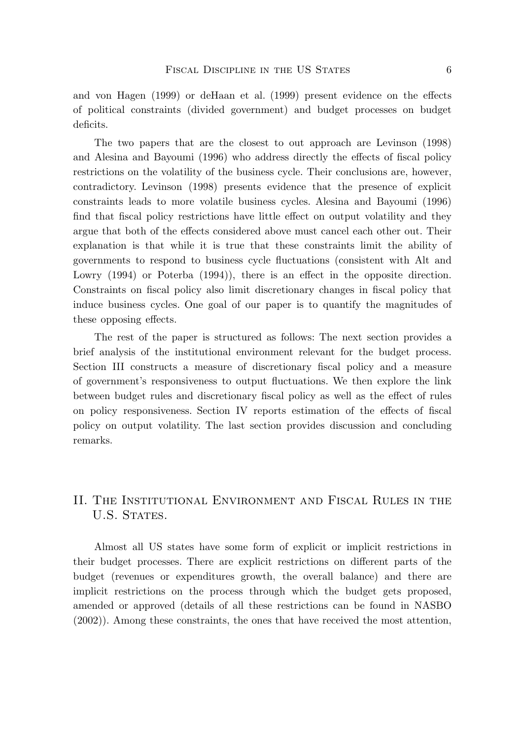and von Hagen (1999) or deHaan et al. (1999) present evidence on the effects of political constraints (divided government) and budget processes on budget deficits.

The two papers that are the closest to out approach are Levinson (1998) and Alesina and Bayoumi (1996) who address directly the effects of fiscal policy restrictions on the volatility of the business cycle. Their conclusions are, however, contradictory. Levinson (1998) presents evidence that the presence of explicit constraints leads to more volatile business cycles. Alesina and Bayoumi (1996) find that fiscal policy restrictions have little effect on output volatility and they argue that both of the effects considered above must cancel each other out. Their explanation is that while it is true that these constraints limit the ability of governments to respond to business cycle fluctuations (consistent with Alt and Lowry (1994) or Poterba (1994)), there is an effect in the opposite direction. Constraints on fiscal policy also limit discretionary changes in fiscal policy that induce business cycles. One goal of our paper is to quantify the magnitudes of these opposing effects.

The rest of the paper is structured as follows: The next section provides a brief analysis of the institutional environment relevant for the budget process. Section III constructs a measure of discretionary fiscal policy and a measure of government's responsiveness to output fluctuations. We then explore the link between budget rules and discretionary fiscal policy as well as the effect of rules on policy responsiveness. Section IV reports estimation of the effects of fiscal policy on output volatility. The last section provides discussion and concluding remarks.

## II. The Institutional Environment and Fiscal Rules in the U.S. States.

Almost all US states have some form of explicit or implicit restrictions in their budget processes. There are explicit restrictions on different parts of the budget (revenues or expenditures growth, the overall balance) and there are implicit restrictions on the process through which the budget gets proposed, amended or approved (details of all these restrictions can be found in NASBO (2002)). Among these constraints, the ones that have received the most attention,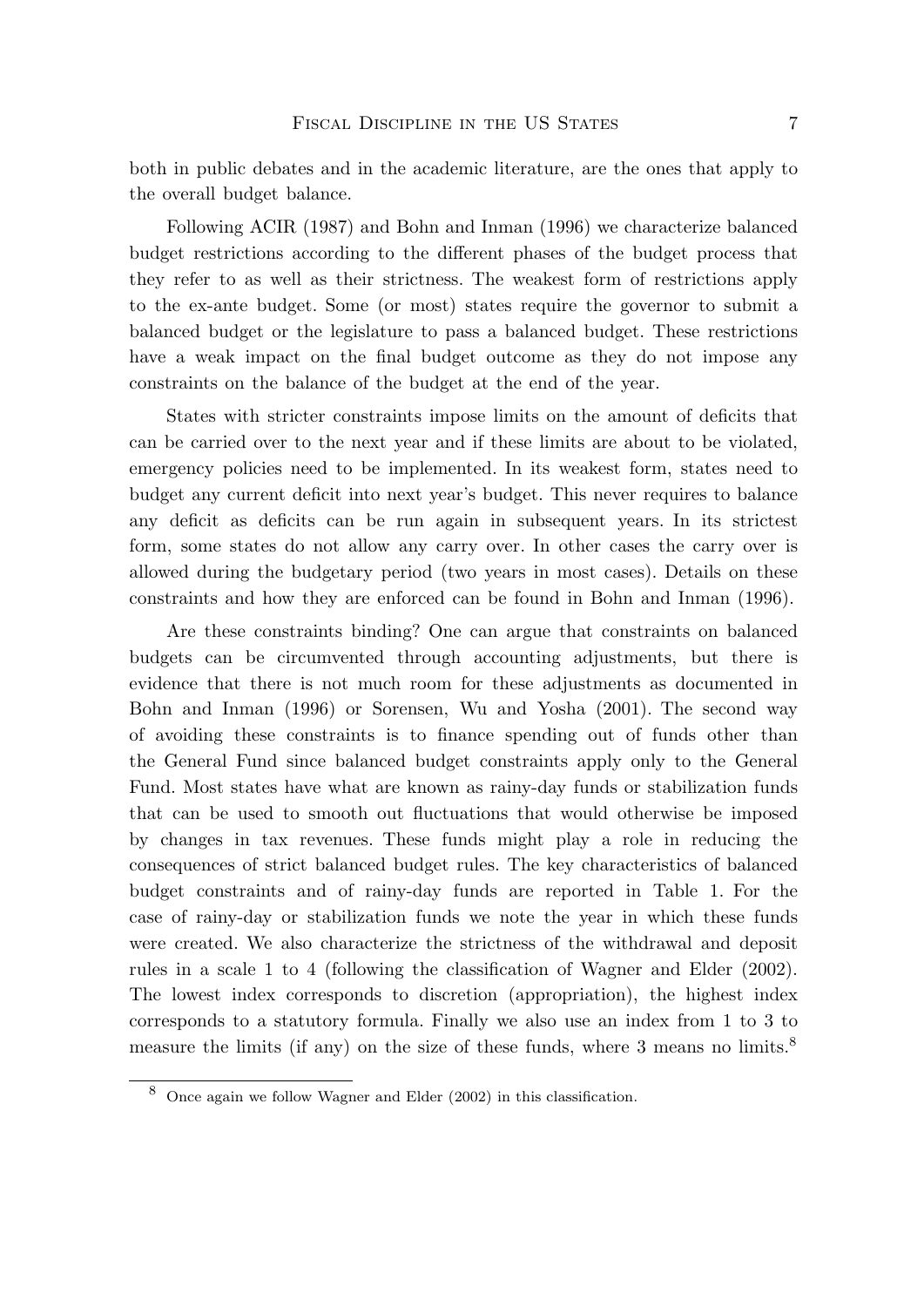both in public debates and in the academic literature, are the ones that apply to the overall budget balance.

Following ACIR (1987) and Bohn and Inman (1996) we characterize balanced budget restrictions according to the different phases of the budget process that they refer to as well as their strictness. The weakest form of restrictions apply to the ex-ante budget. Some (or most) states require the governor to submit a balanced budget or the legislature to pass a balanced budget. These restrictions have a weak impact on the final budget outcome as they do not impose any constraints on the balance of the budget at the end of the year.

States with stricter constraints impose limits on the amount of deficits that can be carried over to the next year and if these limits are about to be violated, emergency policies need to be implemented. In its weakest form, states need to budget any current deficit into next year's budget. This never requires to balance any deficit as deficits can be run again in subsequent years. In its strictest form, some states do not allow any carry over. In other cases the carry over is allowed during the budgetary period (two years in most cases). Details on these constraints and how they are enforced can be found in Bohn and Inman (1996).

Are these constraints binding? One can argue that constraints on balanced budgets can be circumvented through accounting adjustments, but there is evidence that there is not much room for these adjustments as documented in Bohn and Inman (1996) or Sorensen, Wu and Yosha (2001). The second way of avoiding these constraints is to finance spending out of funds other than the General Fund since balanced budget constraints apply only to the General Fund. Most states have what are known as rainy-day funds or stabilization funds that can be used to smooth out fluctuations that would otherwise be imposed by changes in tax revenues. These funds might play a role in reducing the consequences of strict balanced budget rules. The key characteristics of balanced budget constraints and of rainy-day funds are reported in Table 1. For the case of rainy-day or stabilization funds we note the year in which these funds were created. We also characterize the strictness of the withdrawal and deposit rules in a scale 1 to 4 (following the classification of Wagner and Elder (2002). The lowest index corresponds to discretion (appropriation), the highest index corresponds to a statutory formula. Finally we also use an index from 1 to 3 to measure the limits (if any) on the size of these funds, where 3 means no limits.[8]

[8] Once again we follow Wagner and Elder (2002) in this classification.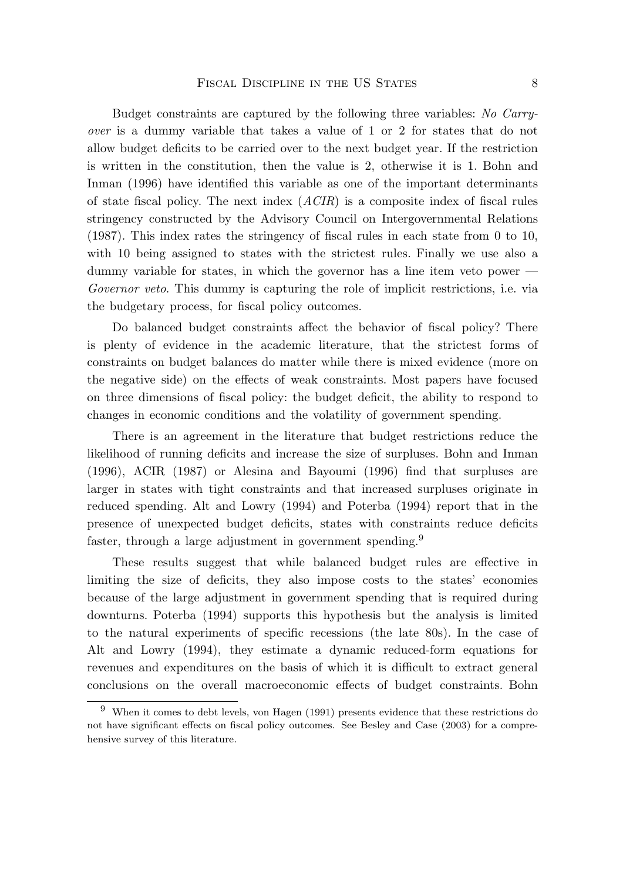Budget constraints are captured by the following three variables: *No Carry-over* is a dummy variable that takes a value of 1 or 2 for states that do not allow budget deficits to be carried over to the next budget year. If the restriction is written in the constitution, then the value is 2, otherwise it is 1. Bohn and Inman (1996) have identified this variable as one of the important determinants of state fiscal policy. The next index (*ACIR*) is a composite index of fiscal rules stringency constructed by the Advisory Council on Intergovernmental Relations (1987). This index rates the stringency of fiscal rules in each state from 0 to 10, with 10 being assigned to states with the strictest rules. Finally we use also a dummy variable for states, in which the governor has a line item veto power — *Governor veto*. This dummy is capturing the role of implicit restrictions, i.e. via the budgetary process, for fiscal policy outcomes.

Do balanced budget constraints affect the behavior of fiscal policy? There is plenty of evidence in the academic literature, that the strictest forms of constraints on budget balances do matter while there is mixed evidence (more on the negative side) on the effects of weak constraints. Most papers have focused on three dimensions of fiscal policy: the budget deficit, the ability to respond to changes in economic conditions and the volatility of government spending.

There is an agreement in the literature that budget restrictions reduce the likelihood of running deficits and increase the size of surpluses. Bohn and Inman (1996), ACIR (1987) or Alesina and Bayoumi (1996) find that surpluses are larger in states with tight constraints and that increased surpluses originate in reduced spending. Alt and Lowry (1994) and Poterba (1994) report that in the presence of unexpected budget deficits, states with constraints reduce deficits faster, through a large adjustment in government spending.[9]

These results suggest that while balanced budget rules are effective in limiting the size of deficits, they also impose costs to the states' economies because of the large adjustment in government spending that is required during downturns. Poterba (1994) supports this hypothesis but the analysis is limited to the natural experiments of specific recessions (the late 80s). In the case of Alt and Lowry (1994), they estimate a dynamic reduced-form equations for revenues and expenditures on the basis of which it is difficult to extract general conclusions on the overall macroeconomic effects of budget constraints. Bohn

[9] When it comes to debt levels, von Hagen (1991) presents evidence that these restrictions do not have significant effects on fiscal policy outcomes. See Besley and Case (2003) for a comprehensive survey of this literature.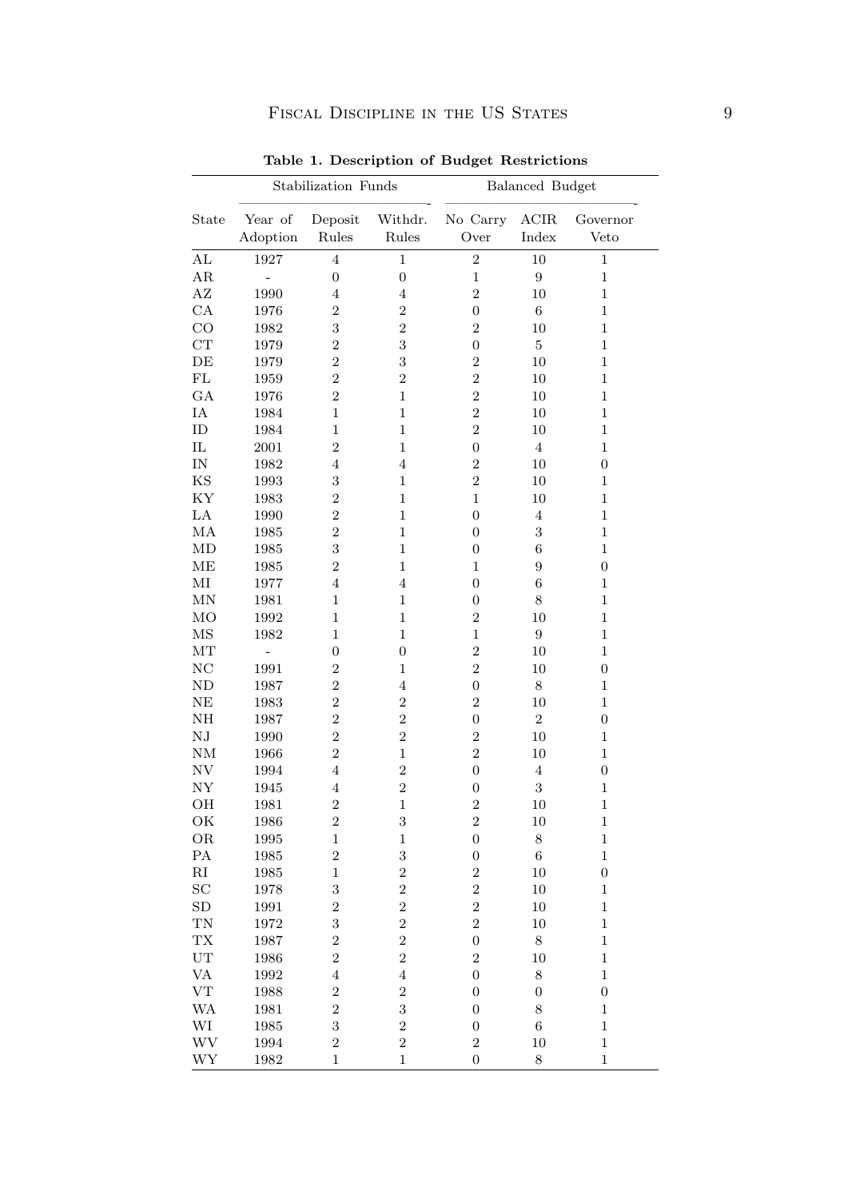**Table 1. Description of Budget Restrictions**

| | Stabilization Funds | | | Balanced Budget | | |
|---|---|---|---|---|---|---|
| State | Year of Adoption | Deposit Rules | Withdr. Rules | No Carry Over | ACIR Index | Governor Veto |
| AL | 1927 | 4 | 1 | 2 | 10 | 1 |
| AR | - | 0 | 0 | 1 | 9 | 1 |
| AZ | 1990 | 4 | 4 | 2 | 10 | 1 |
| CA | 1976 | 2 | 2 | 0 | 6 | 1 |
| CO | 1982 | 3 | 2 | 2 | 10 | 1 |
| CT | 1979 | 2 | 3 | 0 | 5 | 1 |
| DE | 1979 | 2 | 3 | 2 | 10 | 1 |
| FL | 1959 | 2 | 2 | 2 | 10 | 1 |
| GA | 1976 | 2 | 1 | 2 | 10 | 1 |
| IA | 1984 | 1 | 1 | 2 | 10 | 1 |
| ID | 1984 | 1 | 1 | 2 | 10 | 1 |
| IL | 2001 | 2 | 1 | 0 | 4 | 1 |
| IN | 1982 | 4 | 4 | 2 | 10 | 0 |
| KS | 1993 | 3 | 1 | 2 | 10 | 1 |
| KY | 1983 | 2 | 1 | 1 | 10 | 1 |
| LA | 1990 | 2 | 1 | 0 | 4 | 1 |
| MA | 1985 | 2 | 1 | 0 | 3 | 1 |
| MD | 1985 | 3 | 1 | 0 | 6 | 1 |
| ME | 1985 | 2 | 1 | 1 | 9 | 0 |
| MI | 1977 | 4 | 4 | 0 | 6 | 1 |
| MN | 1981 | 1 | 1 | 0 | 8 | 1 |
| MO | 1992 | 1 | 1 | 2 | 10 | 1 |
| MS | 1982 | 1 | 1 | 1 | 9 | 1 |
| MT | - | 0 | 0 | 2 | 10 | 1 |
| NC | 1991 | 2 | 1 | 2 | 10 | 0 |
| ND | 1987 | 2 | 4 | 0 | 8 | 1 |
| NE | 1983 | 2 | 2 | 2 | 10 | 1 |
| NH | 1987 | 2 | 2 | 0 | 2 | 0 |
| NJ | 1990 | 2 | 2 | 2 | 10 | 1 |
| NM | 1966 | 2 | 1 | 2 | 10 | 1 |
| NV | 1994 | 4 | 2 | 0 | 4 | 0 |
| NY | 1945 | 4 | 2 | 0 | 3 | 1 |
| OH | 1981 | 2 | 1 | 2 | 10 | 1 |
| OK | 1986 | 2 | 3 | 2 | 10 | 1 |
| OR | 1995 | 1 | 1 | 0 | 8 | 1 |
| PA | 1985 | 2 | 3 | 0 | 6 | 1 |
| RI | 1985 | 1 | 2 | 2 | 10 | 0 |
| SC | 1978 | 3 | 2 | 2 | 10 | 1 |
| SD | 1991 | 2 | 2 | 2 | 10 | 1 |
| TN | 1972 | 3 | 2 | 2 | 10 | 1 |
| TX | 1987 | 2 | 2 | 0 | 8 | 1 |
| UT | 1986 | 2 | 2 | 2 | 10 | 1 |
| VA | 1992 | 4 | 4 | 0 | 8 | 1 |
| VT | 1988 | 2 | 2 | 0 | 0 | 0 |
| WA | 1981 | 2 | 3 | 0 | 8 | 1 |
| WI | 1985 | 3 | 2 | 0 | 6 | 1 |
| WV | 1994 | 2 | 2 | 2 | 10 | 1 |
| WY | 1982 | 1 | 1 | 0 | 8 | 1 |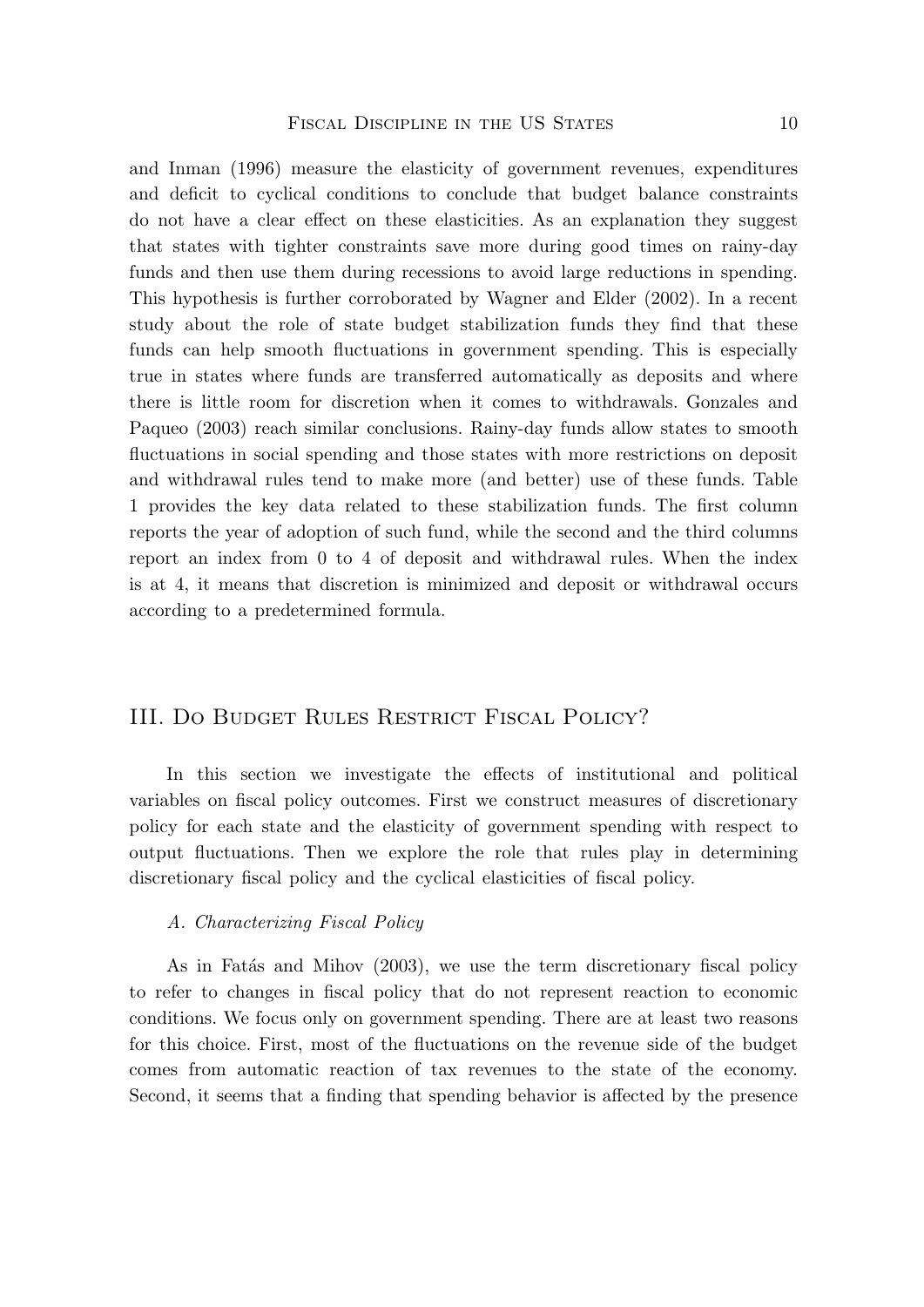and Inman (1996) measure the elasticity of government revenues, expenditures and deficit to cyclical conditions to conclude that budget balance constraints do not have a clear effect on these elasticities. As an explanation they suggest that states with tighter constraints save more during good times on rainy-day funds and then use them during recessions to avoid large reductions in spending. This hypothesis is further corroborated by Wagner and Elder (2002). In a recent study about the role of state budget stabilization funds they find that these funds can help smooth fluctuations in government spending. This is especially true in states where funds are transferred automatically as deposits and where there is little room for discretion when it comes to withdrawals. Gonzales and Paqueo (2003) reach similar conclusions. Rainy-day funds allow states to smooth fluctuations in social spending and those states with more restrictions on deposit and withdrawal rules tend to make more (and better) use of these funds. Table 1 provides the key data related to these stabilization funds. The first column reports the year of adoption of such fund, while the second and the third columns report an index from 0 to 4 of deposit and withdrawal rules. When the index is at 4, it means that discretion is minimized and deposit or withdrawal occurs according to a predetermined formula.

## III. Do Budget Rules Restrict Fiscal Policy?

In this section we investigate the effects of institutional and political variables on fiscal policy outcomes. First we construct measures of discretionary policy for each state and the elasticity of government spending with respect to output fluctuations. Then we explore the role that rules play in determining discretionary fiscal policy and the cyclical elasticities of fiscal policy.

### *A. Characterizing Fiscal Policy*

As in Fatás and Mihov (2003), we use the term discretionary fiscal policy to refer to changes in fiscal policy that do not represent reaction to economic conditions. We focus only on government spending. There are at least two reasons for this choice. First, most of the fluctuations on the revenue side of the budget comes from automatic reaction of tax revenues to the state of the economy. Second, it seems that a finding that spending behavior is affected by the presence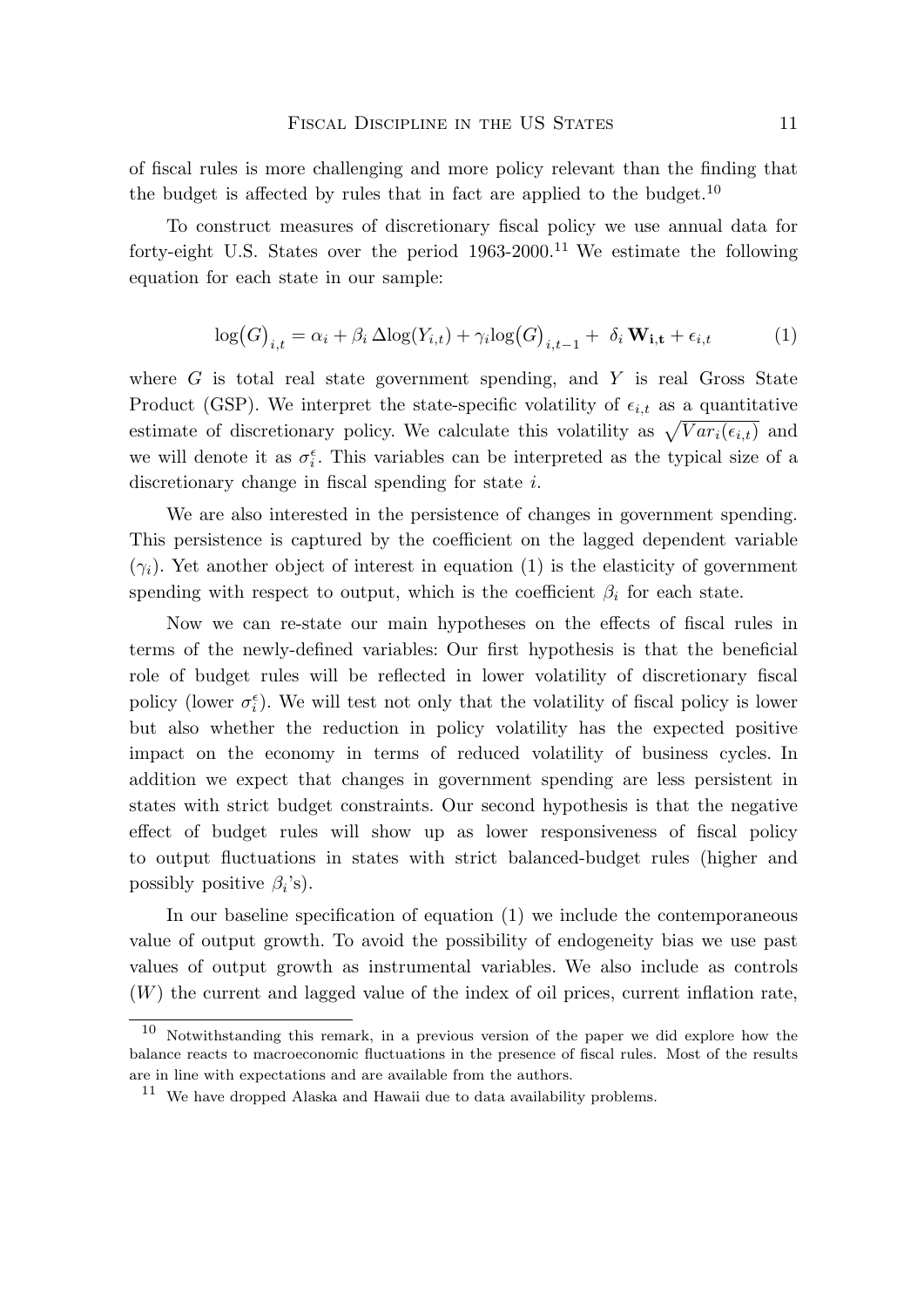of fiscal rules is more challenging and more policy relevant than the finding that the budget is affected by rules that in fact are applied to the budget.[10]

To construct measures of discretionary fiscal policy we use annual data for forty-eight U.S. States over the period 1963-2000.[11] We estimate the following equation for each state in our sample:

$$\log\big(G\big)_{i,t} = \alpha_i + \beta_i \, \Delta\log(Y_{i,t}) + \gamma_i \log\big(G\big)_{i,t-1} + \ \delta_i \, \mathbf{W_{i,t}} + \epsilon_{i,t} \tag{1}$$

where $G$ is total real state government spending, and $Y$ is real Gross State Product (GSP). We interpret the state-specific volatility of $\epsilon_{i,t}$ as a quantitative estimate of discretionary policy. We calculate this volatility as $\sqrt{Var_i(\epsilon_{i,t})}$ and we will denote it as $\sigma_i^{\epsilon}$. This variables can be interpreted as the typical size of a discretionary change in fiscal spending for state $i$.

We are also interested in the persistence of changes in government spending. This persistence is captured by the coefficient on the lagged dependent variable ($\gamma_i$). Yet another object of interest in equation (1) is the elasticity of government spending with respect to output, which is the coefficient $\beta_i$ for each state.

Now we can re-state our main hypotheses on the effects of fiscal rules in terms of the newly-defined variables: Our first hypothesis is that the beneficial role of budget rules will be reflected in lower volatility of discretionary fiscal policy (lower $\sigma_i^{\epsilon}$). We will test not only that the volatility of fiscal policy is lower but also whether the reduction in policy volatility has the expected positive impact on the economy in terms of reduced volatility of business cycles. In addition we expect that changes in government spending are less persistent in states with strict budget constraints. Our second hypothesis is that the negative effect of budget rules will show up as lower responsiveness of fiscal policy to output fluctuations in states with strict balanced-budget rules (higher and possibly positive $\beta_i$'s).

In our baseline specification of equation (1) we include the contemporaneous value of output growth. To avoid the possibility of endogeneity bias we use past values of output growth as instrumental variables. We also include as controls ($W$) the current and lagged value of the index of oil prices, current inflation rate,

[10] Notwithstanding this remark, in a previous version of the paper we did explore how the balance reacts to macroeconomic fluctuations in the presence of fiscal rules. Most of the results are in line with expectations and are available from the authors.

[11] We have dropped Alaska and Hawaii due to data availability problems.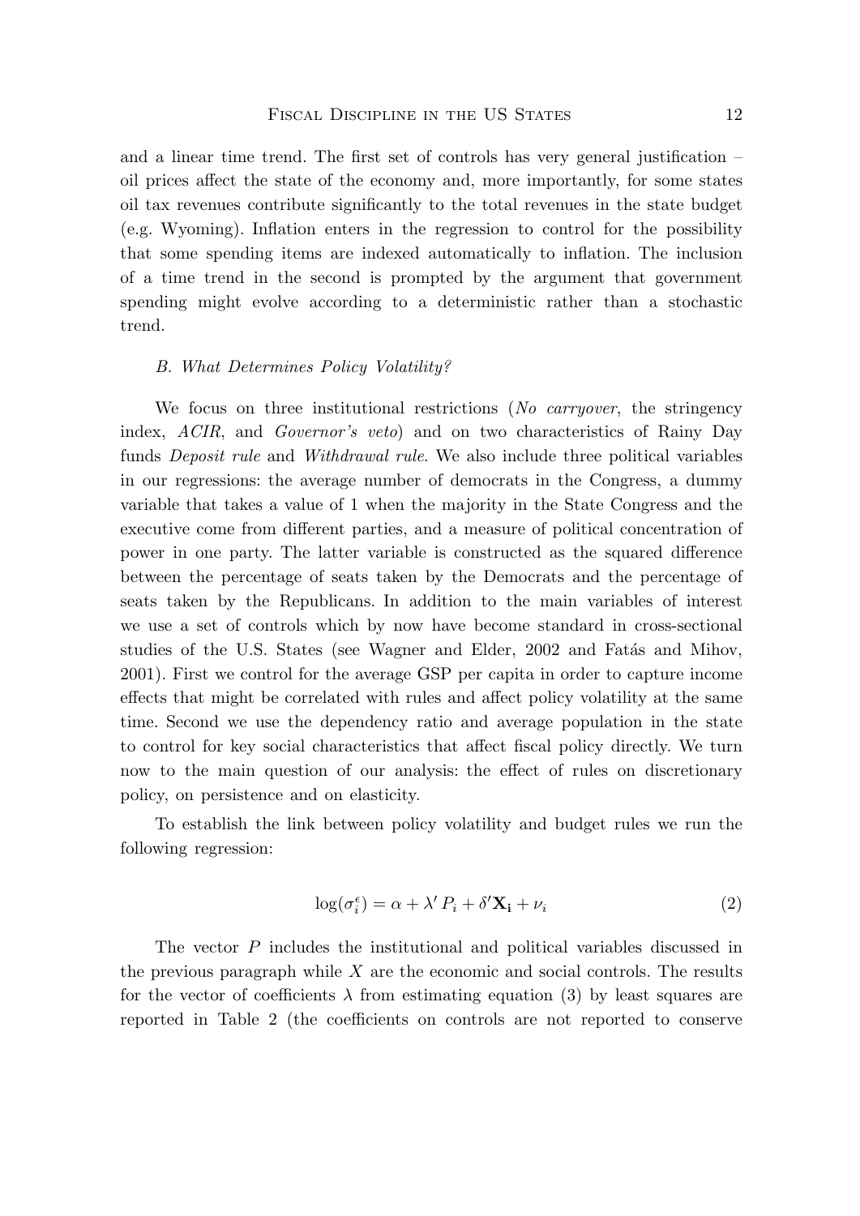and a linear time trend. The first set of controls has very general justification – oil prices affect the state of the economy and, more importantly, for some states oil tax revenues contribute significantly to the total revenues in the state budget (e.g. Wyoming). Inflation enters in the regression to control for the possibility that some spending items are indexed automatically to inflation. The inclusion of a time trend in the second is prompted by the argument that government spending might evolve according to a deterministic rather than a stochastic trend.

### *B. What Determines Policy Volatility?*

We focus on three institutional restrictions (*No carryover*, the stringency index, *ACIR*, and *Governor's veto*) and on two characteristics of Rainy Day funds *Deposit rule* and *Withdrawal rule*. We also include three political variables in our regressions: the average number of democrats in the Congress, a dummy variable that takes a value of 1 when the majority in the State Congress and the executive come from different parties, and a measure of political concentration of power in one party. The latter variable is constructed as the squared difference between the percentage of seats taken by the Democrats and the percentage of seats taken by the Republicans. In addition to the main variables of interest we use a set of controls which by now have become standard in cross-sectional studies of the U.S. States (see Wagner and Elder, 2002 and Fatás and Mihov, 2001). First we control for the average GSP per capita in order to capture income effects that might be correlated with rules and affect policy volatility at the same time. Second we use the dependency ratio and average population in the state to control for key social characteristics that affect fiscal policy directly. We turn now to the main question of our analysis: the effect of rules on discretionary policy, on persistence and on elasticity.

To establish the link between policy volatility and budget rules we run the following regression:

$$\log(\sigma_i^{\epsilon}) = \alpha + \lambda' P_i + \delta' \mathbf{X_i} + \nu_i \tag{2}$$

The vector $P$ includes the institutional and political variables discussed in the previous paragraph while $X$ are the economic and social controls. The results for the vector of coefficients $\lambda$ from estimating equation (3) by least squares are reported in Table 2 (the coefficients on controls are not reported to conserve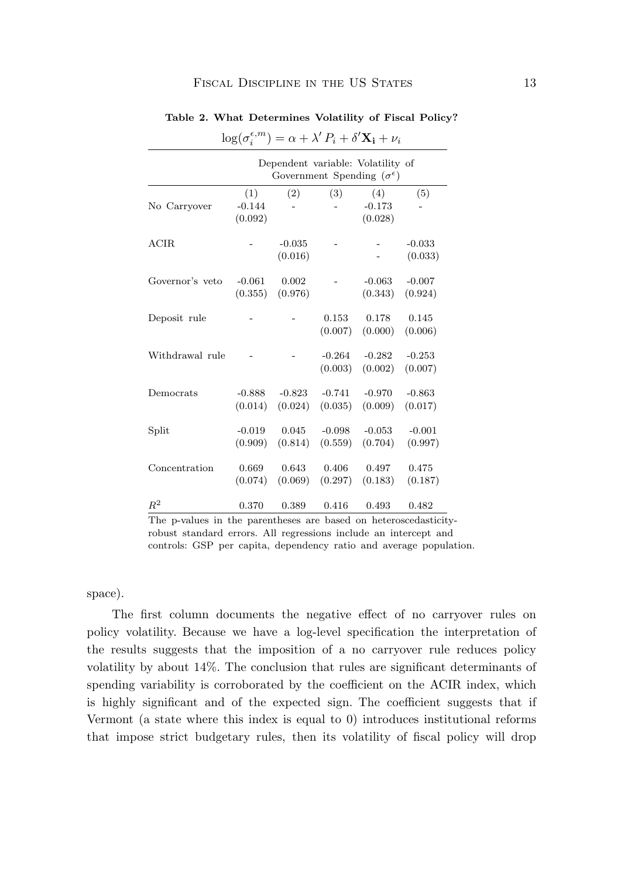**Table 2. What Determines Volatility of Fiscal Policy?**

$$\log(\sigma_i^{\epsilon,m}) = \alpha + \lambda' P_i + \delta' \mathbf{X_i} + \nu_i$$

| | Dependent variable: Volatility of Government Spending ($\sigma^{\epsilon}$) | | | | |
|---|---|---|---|---|---|
| | (1) | (2) | (3) | (4) | (5) |
| No Carryover | -0.144 | - | - | -0.173 | - |
| | (0.092) | | | (0.028) | |
| ACIR | - | -0.035 | - | - | -0.033 |
| | | (0.016) | | - | (0.033) |
| Governor's veto | -0.061 | 0.002 | - | -0.063 | -0.007 |
| | (0.355) | (0.976) | | (0.343) | (0.924) |
| Deposit rule | - | - | 0.153 | 0.178 | 0.145 |
| | | | (0.007) | (0.000) | (0.006) |
| Withdrawal rule | - | - | -0.264 | -0.282 | -0.253 |
| | | | (0.003) | (0.002) | (0.007) |
| Democrats | -0.888 | -0.823 | -0.741 | -0.970 | -0.863 |
| | (0.014) | (0.024) | (0.035) | (0.009) | (0.017) |
| Split | -0.019 | 0.045 | -0.098 | -0.053 | -0.001 |
| | (0.909) | (0.814) | (0.559) | (0.704) | (0.997) |
| Concentration | 0.669 | 0.643 | 0.406 | 0.497 | 0.475 |
| | (0.074) | (0.069) | (0.297) | (0.183) | (0.187) |
| $R^2$ | 0.370 | 0.389 | 0.416 | 0.493 | 0.482 |

The p-values in the parentheses are based on heteroscedasticity-robust standard errors. All regressions include an intercept and controls: GSP per capita, dependency ratio and average population.

space).

The first column documents the negative effect of no carryover rules on policy volatility. Because we have a log-level specification the interpretation of the results suggests that the imposition of a no carryover rule reduces policy volatility by about 14%. The conclusion that rules are significant determinants of spending variability is corroborated by the coefficient on the ACIR index, which is highly significant and of the expected sign. The coefficient suggests that if Vermont (a state where this index is equal to 0) introduces institutional reforms that impose strict budgetary rules, then its volatility of fiscal policy will drop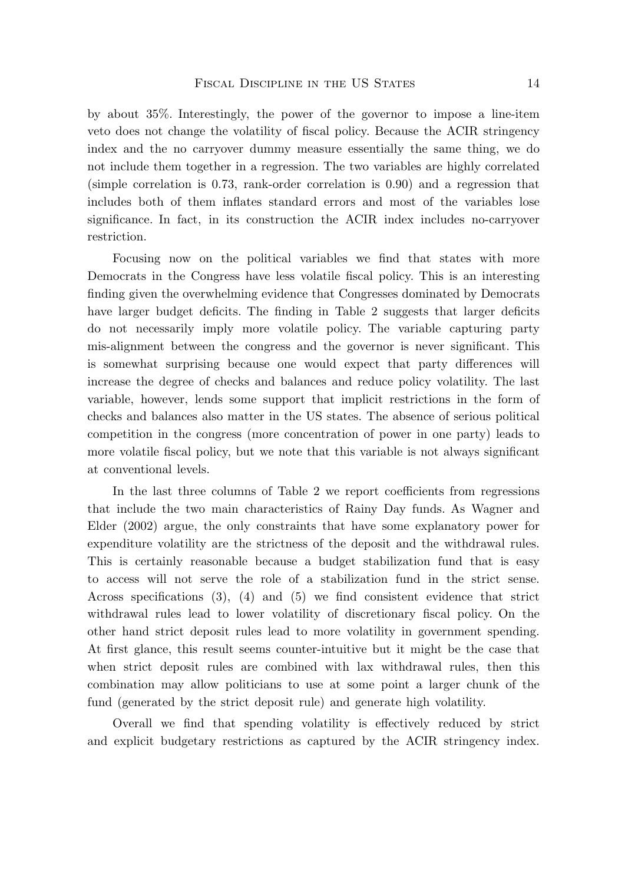by about 35%. Interestingly, the power of the governor to impose a line-item veto does not change the volatility of fiscal policy. Because the ACIR stringency index and the no carryover dummy measure essentially the same thing, we do not include them together in a regression. The two variables are highly correlated (simple correlation is 0.73, rank-order correlation is 0.90) and a regression that includes both of them inflates standard errors and most of the variables lose significance. In fact, in its construction the ACIR index includes no-carryover restriction.

Focusing now on the political variables we find that states with more Democrats in the Congress have less volatile fiscal policy. This is an interesting finding given the overwhelming evidence that Congresses dominated by Democrats have larger budget deficits. The finding in Table 2 suggests that larger deficits do not necessarily imply more volatile policy. The variable capturing party mis-alignment between the congress and the governor is never significant. This is somewhat surprising because one would expect that party differences will increase the degree of checks and balances and reduce policy volatility. The last variable, however, lends some support that implicit restrictions in the form of checks and balances also matter in the US states. The absence of serious political competition in the congress (more concentration of power in one party) leads to more volatile fiscal policy, but we note that this variable is not always significant at conventional levels.

In the last three columns of Table 2 we report coefficients from regressions that include the two main characteristics of Rainy Day funds. As Wagner and Elder (2002) argue, the only constraints that have some explanatory power for expenditure volatility are the strictness of the deposit and the withdrawal rules. This is certainly reasonable because a budget stabilization fund that is easy to access will not serve the role of a stabilization fund in the strict sense. Across specifications (3), (4) and (5) we find consistent evidence that strict withdrawal rules lead to lower volatility of discretionary fiscal policy. On the other hand strict deposit rules lead to more volatility in government spending. At first glance, this result seems counter-intuitive but it might be the case that when strict deposit rules are combined with lax withdrawal rules, then this combination may allow politicians to use at some point a larger chunk of the fund (generated by the strict deposit rule) and generate high volatility.

Overall we find that spending volatility is effectively reduced by strict and explicit budgetary restrictions as captured by the ACIR stringency index.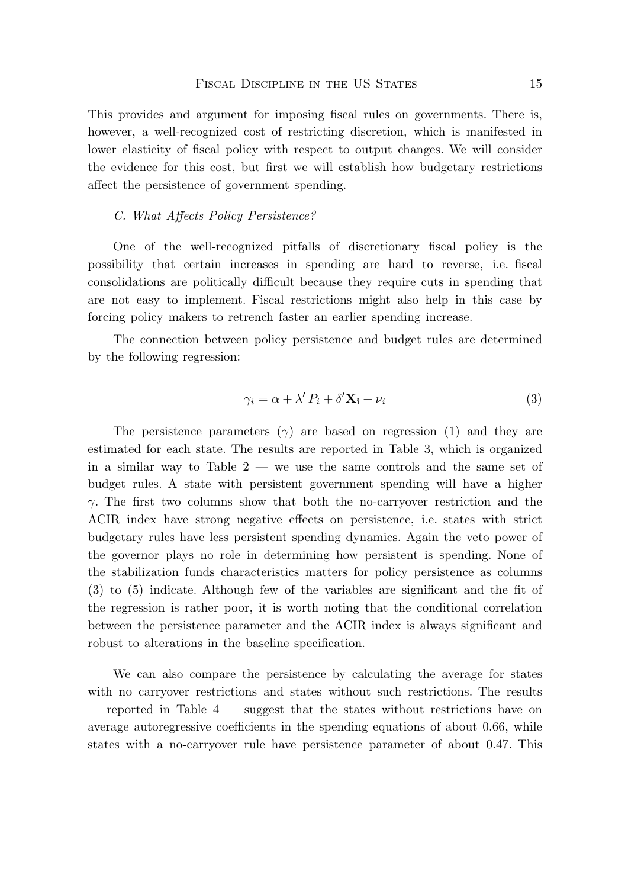This provides and argument for imposing fiscal rules on governments. There is, however, a well-recognized cost of restricting discretion, which is manifested in lower elasticity of fiscal policy with respect to output changes. We will consider the evidence for this cost, but first we will establish how budgetary restrictions affect the persistence of government spending.

### *C. What Affects Policy Persistence?*

One of the well-recognized pitfalls of discretionary fiscal policy is the possibility that certain increases in spending are hard to reverse, i.e. fiscal consolidations are politically difficult because they require cuts in spending that are not easy to implement. Fiscal restrictions might also help in this case by forcing policy makers to retrench faster an earlier spending increase.

The connection between policy persistence and budget rules are determined by the following regression:

$$\gamma_i = \alpha + \lambda' P_i + \delta' \mathbf{X_i} + \nu_i \tag{3}$$

The persistence parameters ($\gamma$) are based on regression (1) and they are estimated for each state. The results are reported in Table 3, which is organized in a similar way to Table 2 — we use the same controls and the same set of budget rules. A state with persistent government spending will have a higher $\gamma$. The first two columns show that both the no-carryover restriction and the ACIR index have strong negative effects on persistence, i.e. states with strict budgetary rules have less persistent spending dynamics. Again the veto power of the governor plays no role in determining how persistent is spending. None of the stabilization funds characteristics matters for policy persistence as columns (3) to (5) indicate. Although few of the variables are significant and the fit of the regression is rather poor, it is worth noting that the conditional correlation between the persistence parameter and the ACIR index is always significant and robust to alterations in the baseline specification.

We can also compare the persistence by calculating the average for states with no carryover restrictions and states without such restrictions. The results — reported in Table 4 — suggest that the states without restrictions have on average autoregressive coefficients in the spending equations of about 0.66, while states with a no-carryover rule have persistence parameter of about 0.47. This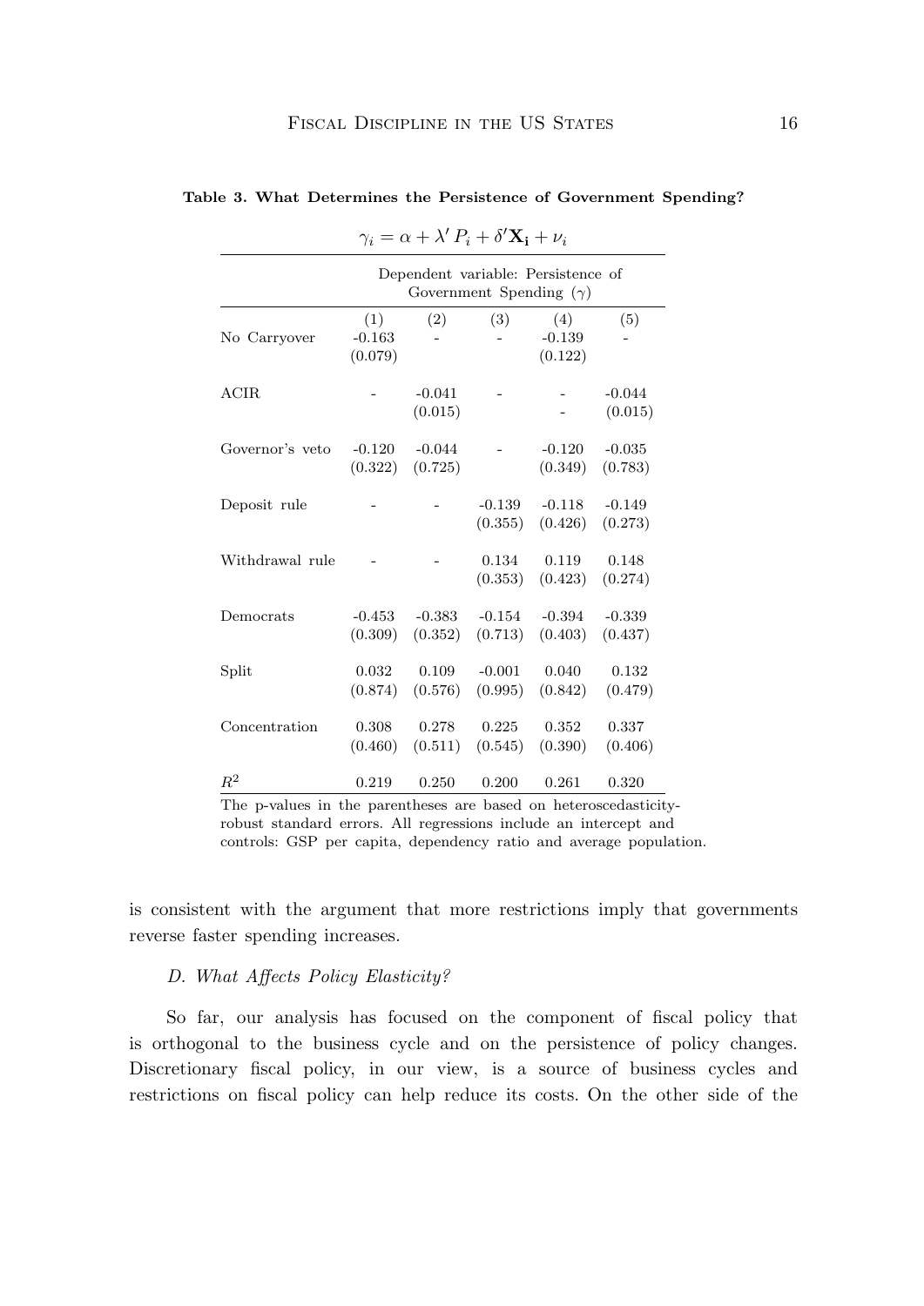**Table 3. What Determines the Persistence of Government Spending?**

$$\gamma_i = \alpha + \lambda' P_i + \delta' \mathbf{X_i} + \nu_i$$

| | Dependent variable: Persistence of Government Spending ($\gamma$) | | | | |
|---|---|---|---|---|---|
| | (1) | (2) | (3) | (4) | (5) |
| No Carryover | -0.163 | - | - | -0.139 | - |
| | (0.079) | | | (0.122) | |
| ACIR | - | -0.041 | - | - | -0.044 |
| | | (0.015) | | - | (0.015) |
| Governor's veto | -0.120 | -0.044 | - | -0.120 | -0.035 |
| | (0.322) | (0.725) | | (0.349) | (0.783) |
| Deposit rule | - | - | -0.139 | -0.118 | -0.149 |
| | | | (0.355) | (0.426) | (0.273) |
| Withdrawal rule | - | - | 0.134 | 0.119 | 0.148 |
| | | | (0.353) | (0.423) | (0.274) |
| Democrats | -0.453 | -0.383 | -0.154 | -0.394 | -0.339 |
| | (0.309) | (0.352) | (0.713) | (0.403) | (0.437) |
| Split | 0.032 | 0.109 | -0.001 | 0.040 | 0.132 |
| | (0.874) | (0.576) | (0.995) | (0.842) | (0.479) |
| Concentration | 0.308 | 0.278 | 0.225 | 0.352 | 0.337 |
| | (0.460) | (0.511) | (0.545) | (0.390) | (0.406) |
| $R^2$ | 0.219 | 0.250 | 0.200 | 0.261 | 0.320 |

The p-values in the parentheses are based on heteroscedasticity-robust standard errors. All regressions include an intercept and controls: GSP per capita, dependency ratio and average population.

is consistent with the argument that more restrictions imply that governments reverse faster spending increases.

### D. What Affects Policy Elasticity?

So far, our analysis has focused on the component of fiscal policy that is orthogonal to the business cycle and on the persistence of policy changes. Discretionary fiscal policy, in our view, is a source of business cycles and restrictions on fiscal policy can help reduce its costs. On the other side of the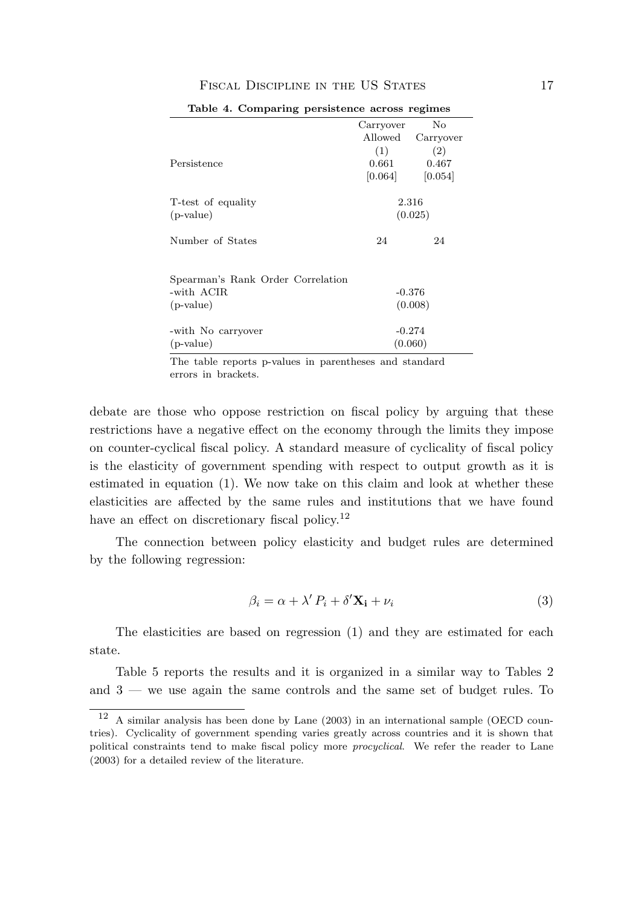**Table 4. Comparing persistence across regimes**

| | Carryover Allowed (1) | No Carryover (2) |
|---|---|---|
| Persistence | 0.661 | 0.467 |
| | [0.064] | [0.054] |
| T-test of equality | 2.316 | |
| (p-value) | (0.025) | |
| Number of States | 24 | 24 |
| Spearman's Rank Order Correlation | | |
| -with ACIR | -0.376 | |
| (p-value) | (0.008) | |
| -with No carryover | -0.274 | |
| (p-value) | (0.060) | |

The table reports p-values in parentheses and standard errors in brackets.

debate are those who oppose restriction on fiscal policy by arguing that these restrictions have a negative effect on the economy through the limits they impose on counter-cyclical fiscal policy. A standard measure of cyclicality of fiscal policy is the elasticity of government spending with respect to output growth as it is estimated in equation (1). We now take on this claim and look at whether these elasticities are affected by the same rules and institutions that we have found have an effect on discretionary fiscal policy.[12]

The connection between policy elasticity and budget rules are determined by the following regression:

$$\beta_i = \alpha + \lambda' P_i + \delta' \mathbf{X_i} + \nu_i \tag{3}$$

The elasticities are based on regression (1) and they are estimated for each state.

Table 5 reports the results and it is organized in a similar way to Tables 2 and 3 — we use again the same controls and the same set of budget rules. To

[12] A similar analysis has been done by Lane (2003) in an international sample (OECD countries). Cyclicality of government spending varies greatly across countries and it is shown that political constraints tend to make fiscal policy more *procyclical*. We refer the reader to Lane (2003) for a detailed review of the literature.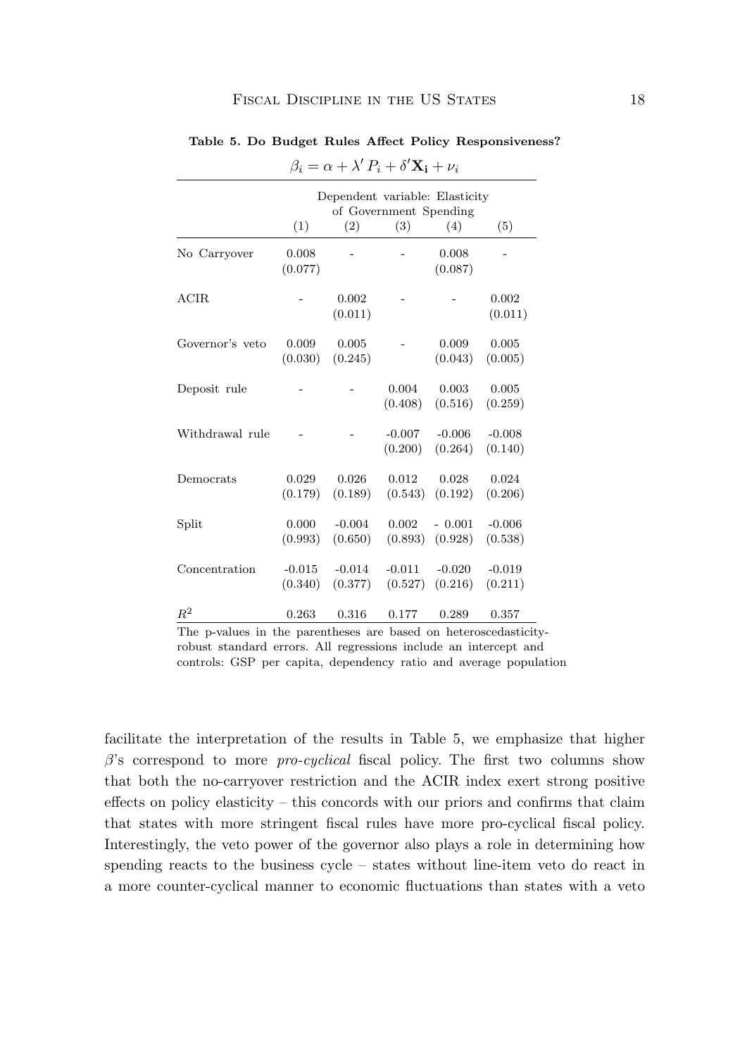**Table 5. Do Budget Rules Affect Policy Responsiveness?**

$$\beta_i = \alpha + \lambda' P_i + \delta' \mathbf{X_i} + \nu_i$$

| | Dependent variable: Elasticity of Government Spending | | | | |
|---|---|---|---|---|---|
| | (1) | (2) | (3) | (4) | (5) |
| No Carryover | 0.008 (0.077) | - | - | 0.008 (0.087) | - |
| ACIR | - | 0.002 (0.011) | - | - | 0.002 (0.011) |
| Governor's veto | 0.009 (0.030) | 0.005 (0.245) | - | 0.009 (0.043) | 0.005 (0.005) |
| Deposit rule | - | - | 0.004 (0.408) | 0.003 (0.516) | 0.005 (0.259) |
| Withdrawal rule | - | - | -0.007 (0.200) | -0.006 (0.264) | -0.008 (0.140) |
| Democrats | 0.029 (0.179) | 0.026 (0.189) | 0.012 (0.543) | 0.028 (0.192) | 0.024 (0.206) |
| Split | 0.000 (0.993) | -0.004 (0.650) | 0.002 (0.893) | - 0.001 (0.928) | -0.006 (0.538) |
| Concentration | -0.015 (0.340) | -0.014 (0.377) | -0.011 (0.527) | -0.020 (0.216) | -0.019 (0.211) |
| $R^2$ | 0.263 | 0.316 | 0.177 | 0.289 | 0.357 |

The p-values in the parentheses are based on heteroscedasticity-robust standard errors. All regressions include an intercept and controls: GSP per capita, dependency ratio and average population

facilitate the interpretation of the results in Table 5, we emphasize that higher $\beta$'s correspond to more *pro-cyclical* fiscal policy. The first two columns show that both the no-carryover restriction and the ACIR index exert strong positive effects on policy elasticity – this concords with our priors and confirms that claim that states with more stringent fiscal rules have more pro-cyclical fiscal policy. Interestingly, the veto power of the governor also plays a role in determining how spending reacts to the business cycle – states without line-item veto do react in a more counter-cyclical manner to economic fluctuations than states with a veto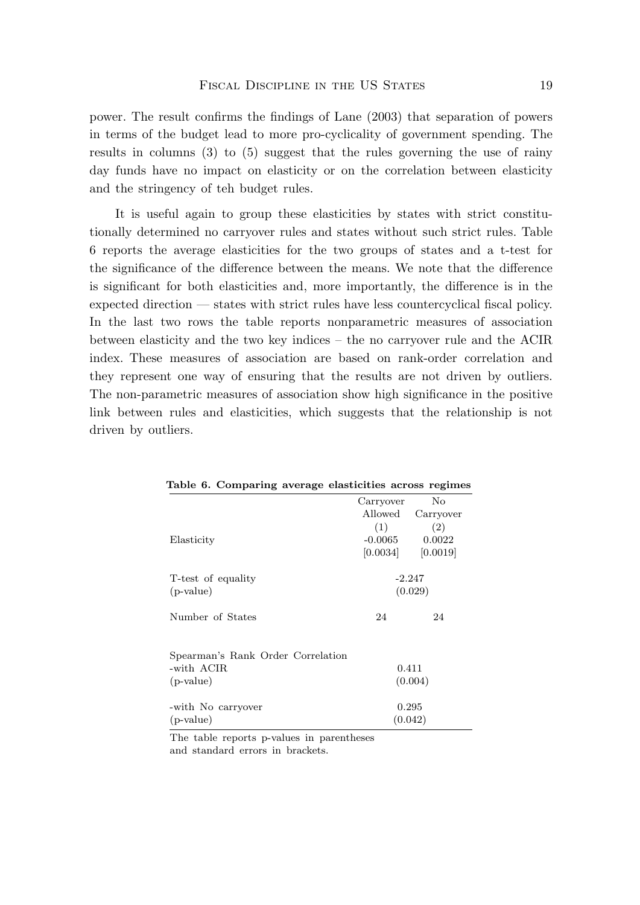power. The result confirms the findings of Lane (2003) that separation of powers in terms of the budget lead to more pro-cyclicality of government spending. The results in columns (3) to (5) suggest that the rules governing the use of rainy day funds have no impact on elasticity or on the correlation between elasticity and the stringency of teh budget rules.

It is useful again to group these elasticities by states with strict constitutionally determined no carryover rules and states without such strict rules. Table 6 reports the average elasticities for the two groups of states and a t-test for the significance of the difference between the means. We note that the difference is significant for both elasticities and, more importantly, the difference is in the expected direction — states with strict rules have less countercyclical fiscal policy. In the last two rows the table reports nonparametric measures of association between elasticity and the two key indices – the no carryover rule and the ACIR index. These measures of association are based on rank-order correlation and they represent one way of ensuring that the results are not driven by outliers. The non-parametric measures of association show high significance in the positive link between rules and elasticities, which suggests that the relationship is not driven by outliers.

**Table 6. Comparing average elasticities across regimes**

| | Carryover Allowed | No Carryover |
|---|---|---|
| | (1) | (2) |
| Elasticity | -0.0065 | 0.0022 |
| | [0.0034] | [0.0019] |
| T-test of equality | -2.247 | |
| (p-value) | (0.029) | |
| Number of States | 24 | 24 |
| Spearman's Rank Order Correlation | | |
| -with ACIR | 0.411 | |
| (p-value) | (0.004) | |
| -with No carryover | 0.295 | |
| (p-value) | (0.042) | |

The table reports p-values in parentheses and standard errors in brackets.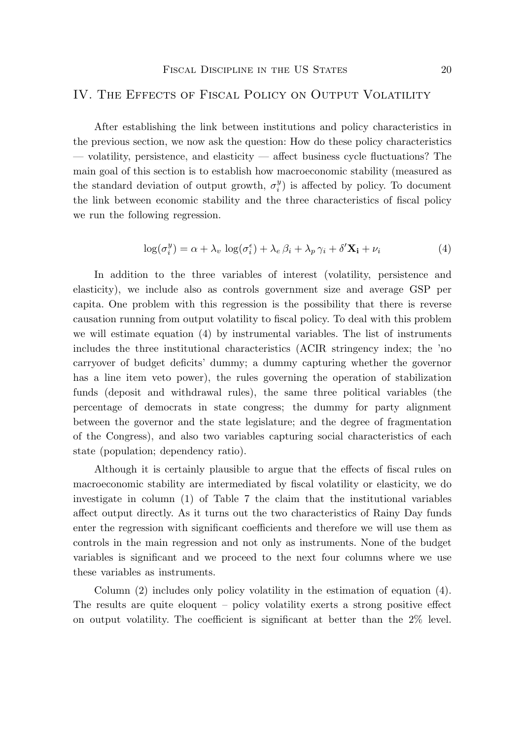## IV. The Effects of Fiscal Policy on Output Volatility

After establishing the link between institutions and policy characteristics in the previous section, we now ask the question: How do these policy characteristics — volatility, persistence, and elasticity — affect business cycle fluctuations? The main goal of this section is to establish how macroeconomic stability (measured as the standard deviation of output growth, $\sigma_i^y$) is affected by policy. To document the link between economic stability and the three characteristics of fiscal policy we run the following regression.

$$\log(\sigma_i^y) = \alpha + \lambda_v \, \log(\sigma_i^\epsilon) + \lambda_e \, \beta_i + \lambda_p \, \gamma_i + \delta' \mathbf{X_i} + \nu_i \tag{4}$$

In addition to the three variables of interest (volatility, persistence and elasticity), we include also as controls government size and average GSP per capita. One problem with this regression is the possibility that there is reverse causation running from output volatility to fiscal policy. To deal with this problem we will estimate equation (4) by instrumental variables. The list of instruments includes the three institutional characteristics (ACIR stringency index; the 'no carryover of budget deficits' dummy; a dummy capturing whether the governor has a line item veto power), the rules governing the operation of stabilization funds (deposit and withdrawal rules), the same three political variables (the percentage of democrats in state congress; the dummy for party alignment between the governor and the state legislature; and the degree of fragmentation of the Congress), and also two variables capturing social characteristics of each state (population; dependency ratio).

Although it is certainly plausible to argue that the effects of fiscal rules on macroeconomic stability are intermediated by fiscal volatility or elasticity, we do investigate in column (1) of Table 7 the claim that the institutional variables affect output directly. As it turns out the two characteristics of Rainy Day funds enter the regression with significant coefficients and therefore we will use them as controls in the main regression and not only as instruments. None of the budget variables is significant and we proceed to the next four columns where we use these variables as instruments.

Column (2) includes only policy volatility in the estimation of equation (4). The results are quite eloquent – policy volatility exerts a strong positive effect on output volatility. The coefficient is significant at better than the 2% level.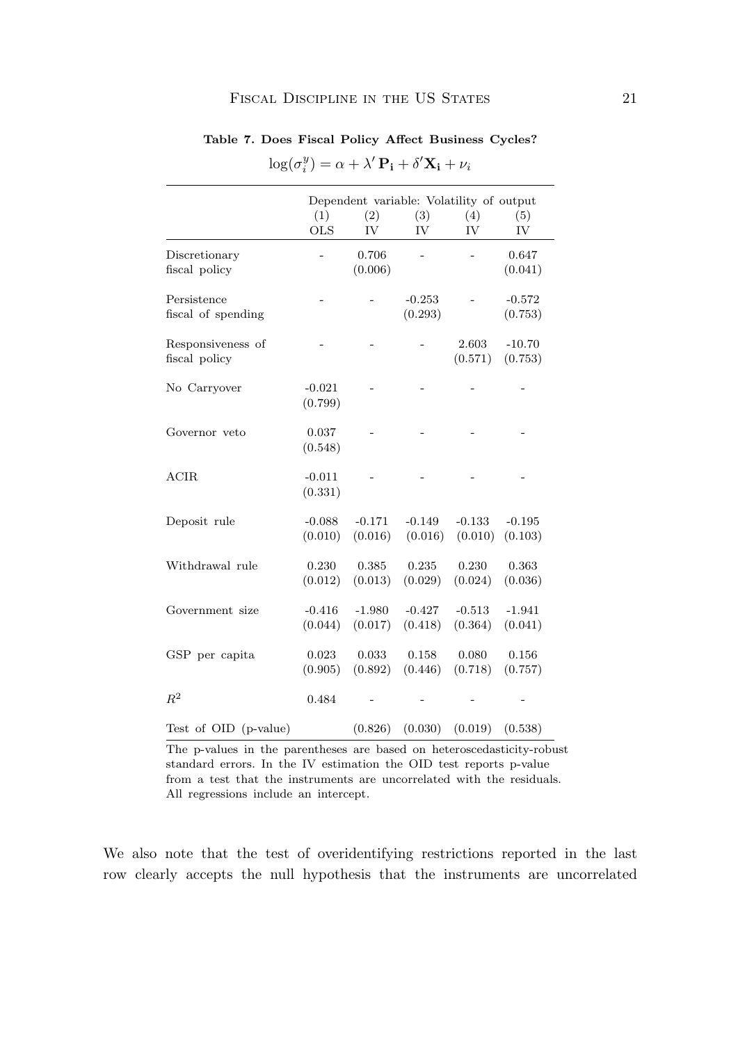**Table 7. Does Fiscal Policy Affect Business Cycles?**

$$\log(\sigma_i^y) = \alpha + \lambda' \mathbf{P_i} + \delta' \mathbf{X_i} + \nu_i$$

| | Dependent variable: Volatility of output | | | | |
|---|---|---|---|---|---|
| | (1) OLS | (2) IV | (3) IV | (4) IV | (5) IV |
| Discretionary fiscal policy | - | 0.706 (0.006) | - | - | 0.647 (0.041) |
| Persistence fiscal of spending | - | - | -0.253 (0.293) | - | -0.572 (0.753) |
| Responsiveness of fiscal policy | - | - | - | 2.603 (0.571) | -10.70 (0.753) |
| No Carryover | -0.021 (0.799) | - | - | - | - |
| Governor veto | 0.037 (0.548) | - | - | - | - |
| ACIR | -0.011 (0.331) | - | - | - | - |
| Deposit rule | -0.088 (0.010) | -0.171 (0.016) | -0.149 (0.016) | -0.133 (0.010) | -0.195 (0.103) |
| Withdrawal rule | 0.230 (0.012) | 0.385 (0.013) | 0.235 (0.029) | 0.230 (0.024) | 0.363 (0.036) |
| Government size | -0.416 (0.044) | -1.980 (0.017) | -0.427 (0.418) | -0.513 (0.364) | -1.941 (0.041) |
| GSP per capita | 0.023 (0.905) | 0.033 (0.892) | 0.158 (0.446) | 0.080 (0.718) | 0.156 (0.757) |
| $R^2$ | 0.484 | - | - | - | - |
| Test of OID (p-value) | | (0.826) | (0.030) | (0.019) | (0.538) |

The p-values in the parentheses are based on heteroscedasticity-robust standard errors. In the IV estimation the OID test reports p-value from a test that the instruments are uncorrelated with the residuals. All regressions include an intercept.

We also note that the test of overidentifying restrictions reported in the last row clearly accepts the null hypothesis that the instruments are uncorrelated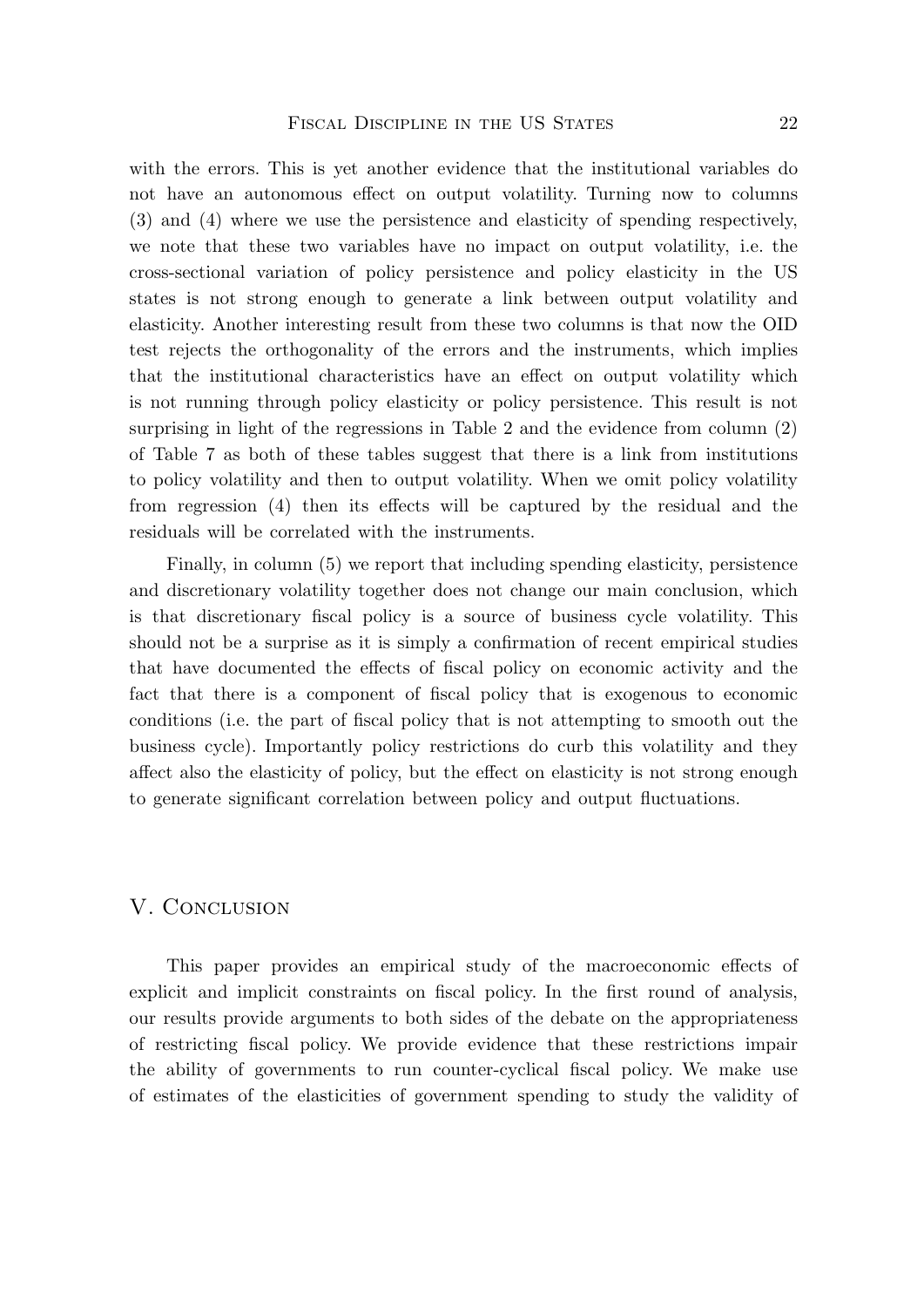with the errors. This is yet another evidence that the institutional variables do not have an autonomous effect on output volatility. Turning now to columns (3) and (4) where we use the persistence and elasticity of spending respectively, we note that these two variables have no impact on output volatility, i.e. the cross-sectional variation of policy persistence and policy elasticity in the US states is not strong enough to generate a link between output volatility and elasticity. Another interesting result from these two columns is that now the OID test rejects the orthogonality of the errors and the instruments, which implies that the institutional characteristics have an effect on output volatility which is not running through policy elasticity or policy persistence. This result is not surprising in light of the regressions in Table 2 and the evidence from column (2) of Table 7 as both of these tables suggest that there is a link from institutions to policy volatility and then to output volatility. When we omit policy volatility from regression (4) then its effects will be captured by the residual and the residuals will be correlated with the instruments.

Finally, in column (5) we report that including spending elasticity, persistence and discretionary volatility together does not change our main conclusion, which is that discretionary fiscal policy is a source of business cycle volatility. This should not be a surprise as it is simply a confirmation of recent empirical studies that have documented the effects of fiscal policy on economic activity and the fact that there is a component of fiscal policy that is exogenous to economic conditions (i.e. the part of fiscal policy that is not attempting to smooth out the business cycle). Importantly policy restrictions do curb this volatility and they affect also the elasticity of policy, but the effect on elasticity is not strong enough to generate significant correlation between policy and output fluctuations.

## V. Conclusion

This paper provides an empirical study of the macroeconomic effects of explicit and implicit constraints on fiscal policy. In the first round of analysis, our results provide arguments to both sides of the debate on the appropriateness of restricting fiscal policy. We provide evidence that these restrictions impair the ability of governments to run counter-cyclical fiscal policy. We make use of estimates of the elasticities of government spending to study the validity of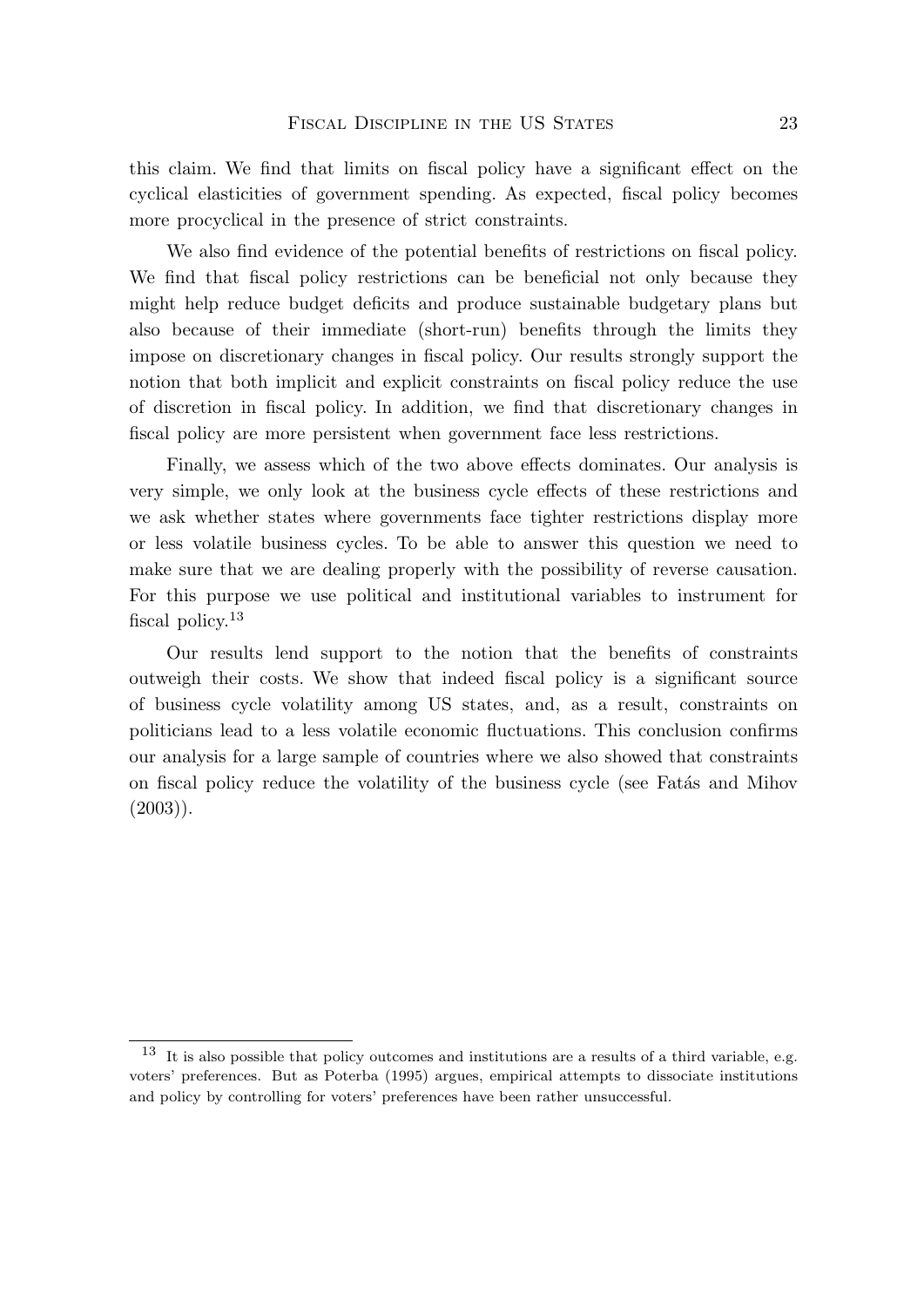this claim. We find that limits on fiscal policy have a significant effect on the cyclical elasticities of government spending. As expected, fiscal policy becomes more procyclical in the presence of strict constraints.

We also find evidence of the potential benefits of restrictions on fiscal policy. We find that fiscal policy restrictions can be beneficial not only because they might help reduce budget deficits and produce sustainable budgetary plans but also because of their immediate (short-run) benefits through the limits they impose on discretionary changes in fiscal policy. Our results strongly support the notion that both implicit and explicit constraints on fiscal policy reduce the use of discretion in fiscal policy. In addition, we find that discretionary changes in fiscal policy are more persistent when government face less restrictions.

Finally, we assess which of the two above effects dominates. Our analysis is very simple, we only look at the business cycle effects of these restrictions and we ask whether states where governments face tighter restrictions display more or less volatile business cycles. To be able to answer this question we need to make sure that we are dealing properly with the possibility of reverse causation. For this purpose we use political and institutional variables to instrument for fiscal policy.[13]

Our results lend support to the notion that the benefits of constraints outweigh their costs. We show that indeed fiscal policy is a significant source of business cycle volatility among US states, and, as a result, constraints on politicians lead to a less volatile economic fluctuations. This conclusion confirms our analysis for a large sample of countries where we also showed that constraints on fiscal policy reduce the volatility of the business cycle (see Fatás and Mihov (2003)).

[13] It is also possible that policy outcomes and institutions are a results of a third variable, e.g. voters' preferences. But as Poterba (1995) argues, empirical attempts to dissociate institutions and policy by controlling for voters' preferences have been rather unsuccessful.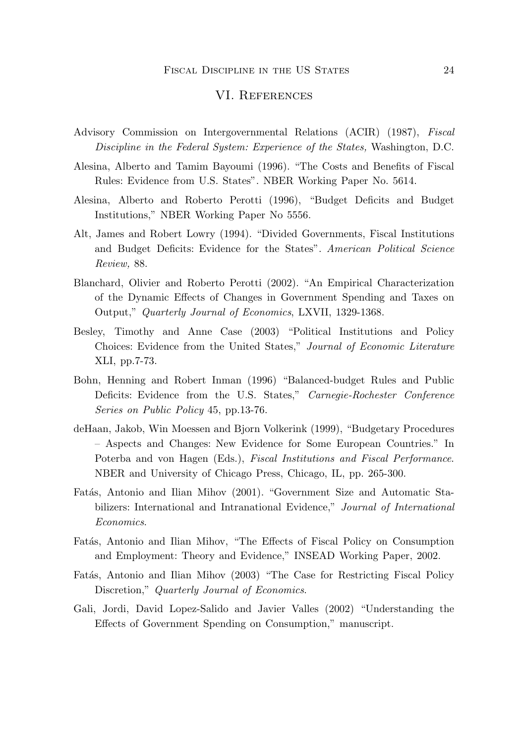# VI. References

Advisory Commission on Intergovernmental Relations (ACIR) (1987), *Fiscal Discipline in the Federal System: Experience of the States,* Washington, D.C.

Alesina, Alberto and Tamim Bayoumi (1996). "The Costs and Benefits of Fiscal Rules: Evidence from U.S. States". NBER Working Paper No. 5614.

Alesina, Alberto and Roberto Perotti (1996), "Budget Deficits and Budget Institutions," NBER Working Paper No 5556.

Alt, James and Robert Lowry (1994). "Divided Governments, Fiscal Institutions and Budget Deficits: Evidence for the States". *American Political Science Review,* 88.

Blanchard, Olivier and Roberto Perotti (2002). "An Empirical Characterization of the Dynamic Effects of Changes in Government Spending and Taxes on Output," *Quarterly Journal of Economics*, LXVII, 1329-1368.

Besley, Timothy and Anne Case (2003) "Political Institutions and Policy Choices: Evidence from the United States," *Journal of Economic Literature* XLI, pp.7-73.

Bohn, Henning and Robert Inman (1996) "Balanced-budget Rules and Public Deficits: Evidence from the U.S. States," *Carnegie-Rochester Conference Series on Public Policy* 45, pp.13-76.

deHaan, Jakob, Win Moessen and Bjorn Volkerink (1999), "Budgetary Procedures – Aspects and Changes: New Evidence for Some European Countries." In Poterba and von Hagen (Eds.), *Fiscal Institutions and Fiscal Performance*. NBER and University of Chicago Press, Chicago, IL, pp. 265-300.

Fatás, Antonio and Ilian Mihov (2001). "Government Size and Automatic Stabilizers: International and Intranational Evidence," *Journal of International Economics*.

Fatás, Antonio and Ilian Mihov, "The Effects of Fiscal Policy on Consumption and Employment: Theory and Evidence," INSEAD Working Paper, 2002.

Fatás, Antonio and Ilian Mihov (2003) "The Case for Restricting Fiscal Policy Discretion," *Quarterly Journal of Economics*.

Gali, Jordi, David Lopez-Salido and Javier Valles (2002) "Understanding the Effects of Government Spending on Consumption," manuscript.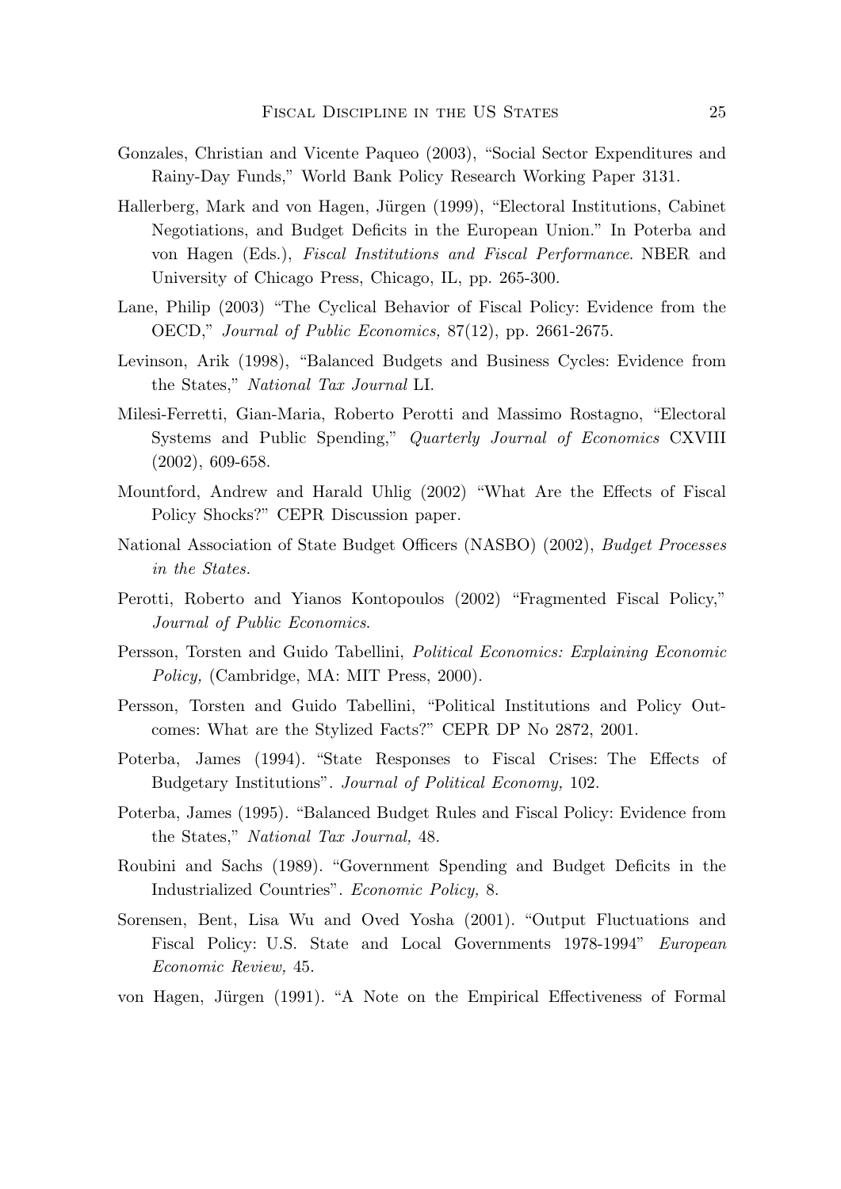Gonzales, Christian and Vicente Paqueo (2003), "Social Sector Expenditures and Rainy-Day Funds," World Bank Policy Research Working Paper 3131.

Hallerberg, Mark and von Hagen, Jürgen (1999), "Electoral Institutions, Cabinet Negotiations, and Budget Deficits in the European Union." In Poterba and von Hagen (Eds.), *Fiscal Institutions and Fiscal Performance*. NBER and University of Chicago Press, Chicago, IL, pp. 265-300.

Lane, Philip (2003) "The Cyclical Behavior of Fiscal Policy: Evidence from the OECD," *Journal of Public Economics,* 87(12), pp. 2661-2675.

Levinson, Arik (1998), "Balanced Budgets and Business Cycles: Evidence from the States," *National Tax Journal* LI.

Milesi-Ferretti, Gian-Maria, Roberto Perotti and Massimo Rostagno, "Electoral Systems and Public Spending," *Quarterly Journal of Economics* CXVIII (2002), 609-658.

Mountford, Andrew and Harald Uhlig (2002) "What Are the Effects of Fiscal Policy Shocks?" CEPR Discussion paper.

National Association of State Budget Officers (NASBO) (2002), *Budget Processes in the States*.

Perotti, Roberto and Yianos Kontopoulos (2002) "Fragmented Fiscal Policy," *Journal of Public Economics*.

Persson, Torsten and Guido Tabellini, *Political Economics: Explaining Economic Policy,* (Cambridge, MA: MIT Press, 2000).

Persson, Torsten and Guido Tabellini, "Political Institutions and Policy Outcomes: What are the Stylized Facts?" CEPR DP No 2872, 2001.

Poterba, James (1994). "State Responses to Fiscal Crises: The Effects of Budgetary Institutions". *Journal of Political Economy,* 102.

Poterba, James (1995). "Balanced Budget Rules and Fiscal Policy: Evidence from the States," *National Tax Journal,* 48.

Roubini and Sachs (1989). "Government Spending and Budget Deficits in the Industrialized Countries". *Economic Policy,* 8.

Sorensen, Bent, Lisa Wu and Oved Yosha (2001). "Output Fluctuations and Fiscal Policy: U.S. State and Local Governments 1978-1994" *European Economic Review,* 45.

von Hagen, Jürgen (1991). "A Note on the Empirical Effectiveness of Formal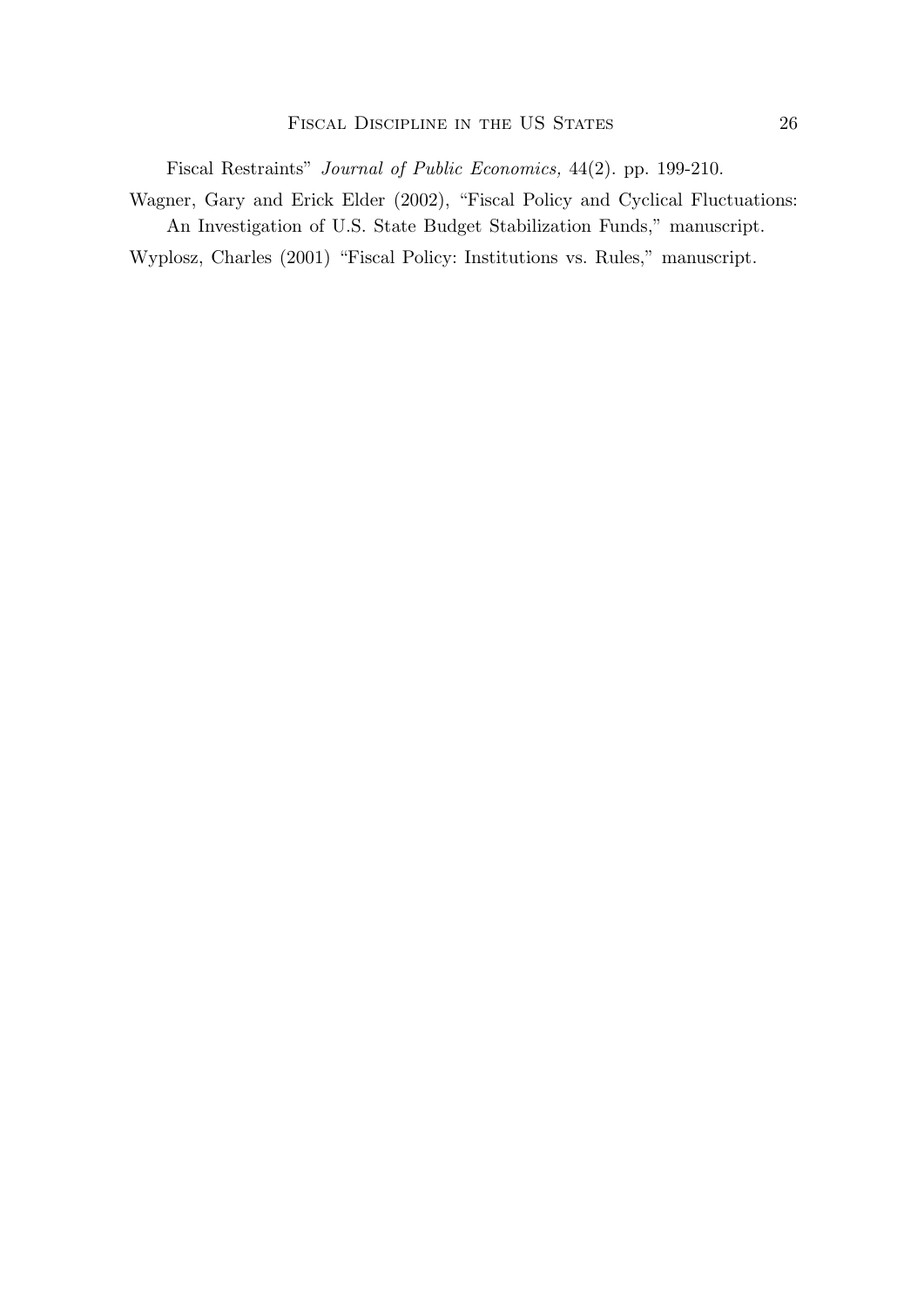Fiscal Restraints" *Journal of Public Economics,* 44(2). pp. 199-210.

Wagner, Gary and Erick Elder (2002), "Fiscal Policy and Cyclical Fluctuations: An Investigation of U.S. State Budget Stabilization Funds," manuscript.

Wyplosz, Charles (2001) "Fiscal Policy: Institutions vs. Rules," manuscript.